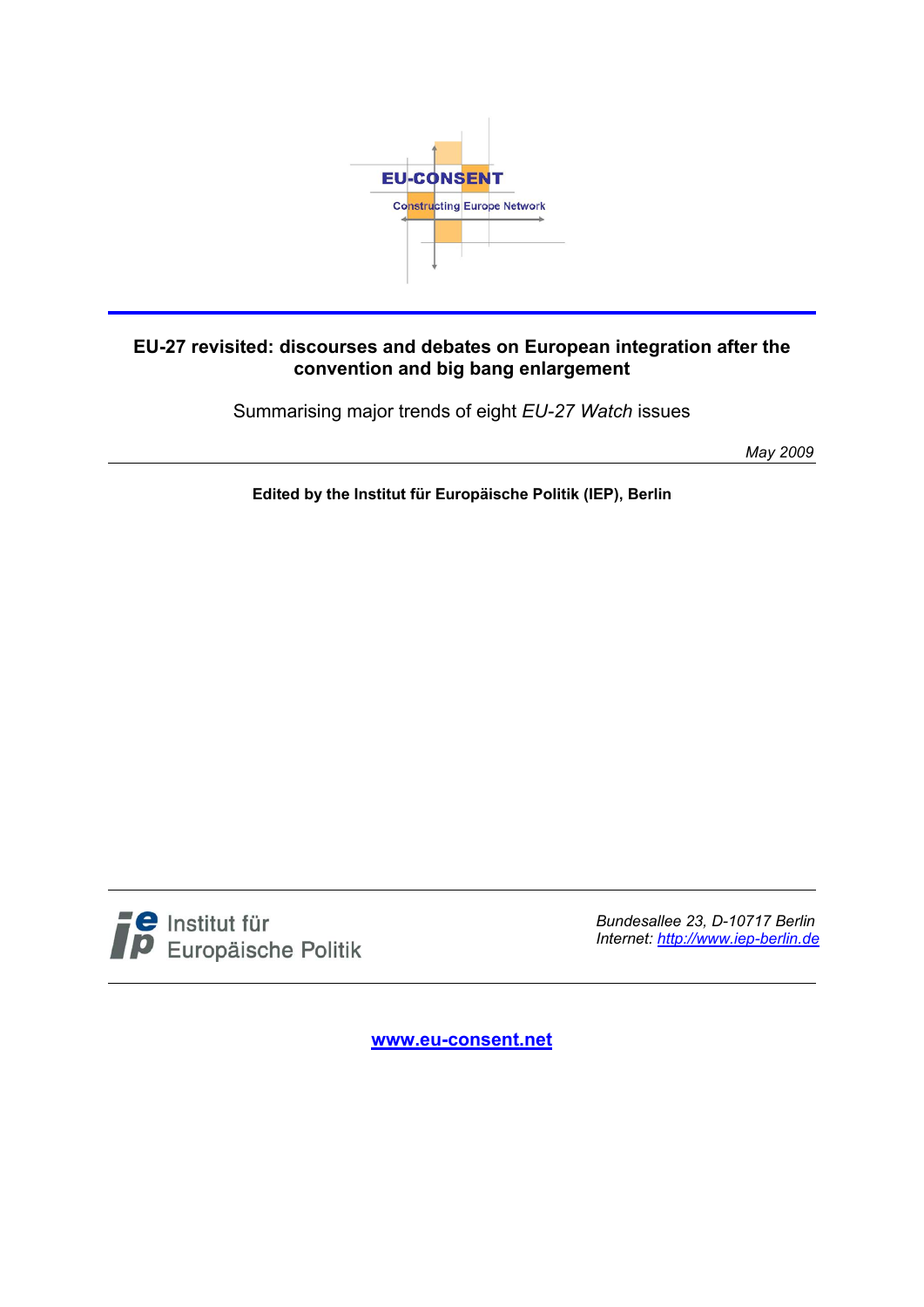EU-CONSENT

Constructing Europe Network

# EU-27 revisited: discourses and debates on European integration after the convention and big bang enlargement

Summarising major trends of eight *EU-27 Watch* issues

*May 2009*

**Edited by the Institut für Europäische Politik (IEP), Berlin**

Institut für Europäische Politik

*Bundesallee 23, D-10717 Berlin*
*Internet: http://www.iep-berlin.de*

www.eu-consent.net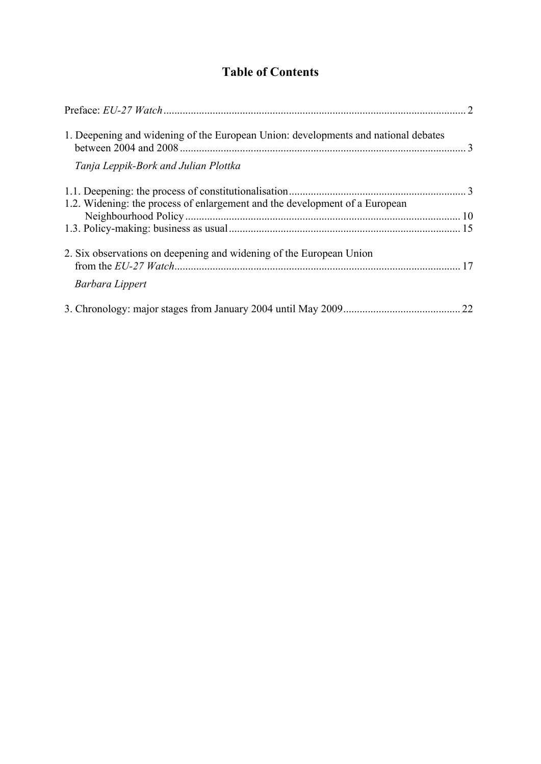# Table of Contents

Preface: *EU-27 Watch* ............................................................................................................ 2

1. Deepening and widening of the European Union: developments and national debates between 2004 and 2008 ........................................................................................................ 3

   *Tanja Leppik-Bork and Julian Plottka*

1.1. Deepening: the process of constitutionalisation ................................................................ 3

1.2. Widening: the process of enlargement and the development of a European Neighbourhood Policy ..................................................................................................... 10

1.3. Policy-making: business as usual .................................................................................... 15

2. Six observations on deepening and widening of the European Union from the *EU-27 Watch* ......................................................................................................... 17

   *Barbara Lippert*

3. Chronology: major stages from January 2004 until May 2009 ........................................... 22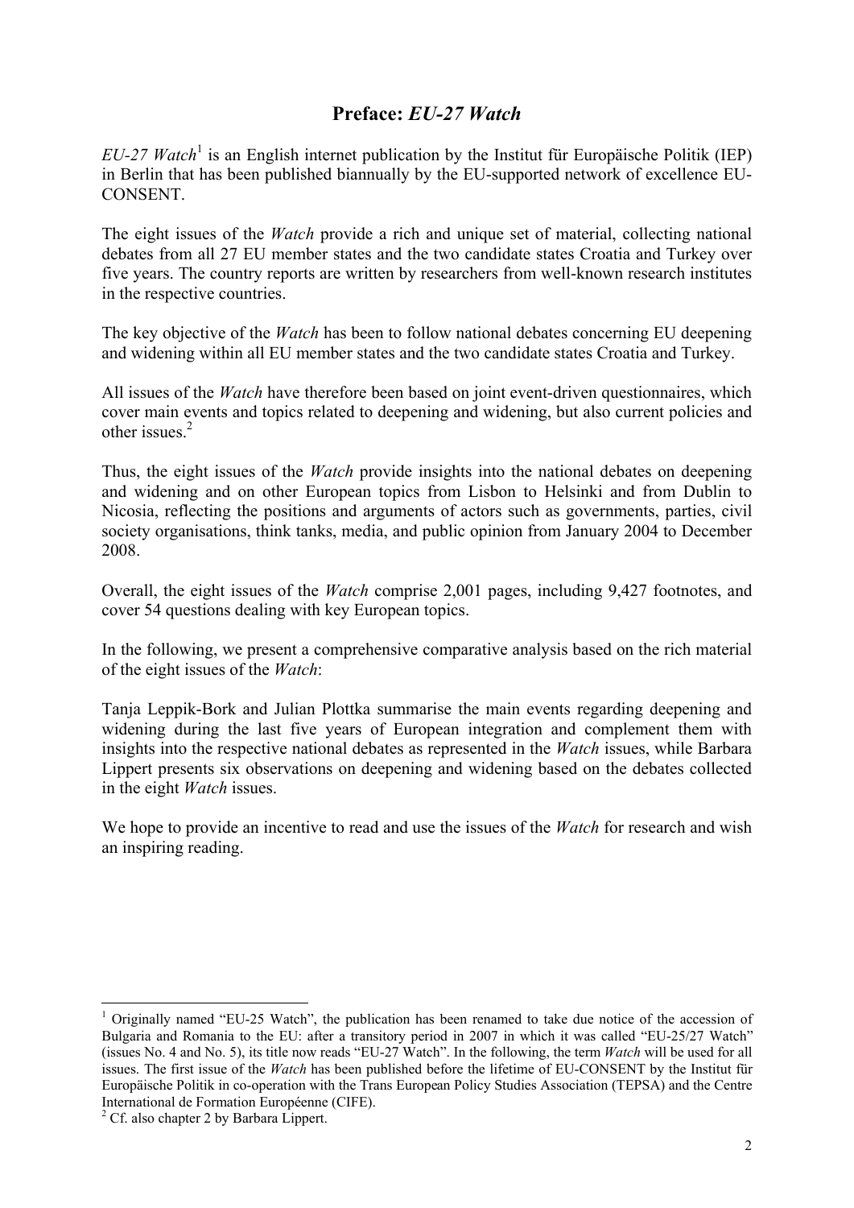## Preface: *EU-27 Watch*

*EU-27 Watch*[1] is an English internet publication by the Institut für Europäische Politik (IEP) in Berlin that has been published biannually by the EU-supported network of excellence EU-CONSENT.

The eight issues of the *Watch* provide a rich and unique set of material, collecting national debates from all 27 EU member states and the two candidate states Croatia and Turkey over five years. The country reports are written by researchers from well-known research institutes in the respective countries.

The key objective of the *Watch* has been to follow national debates concerning EU deepening and widening within all EU member states and the two candidate states Croatia and Turkey.

All issues of the *Watch* have therefore been based on joint event-driven questionnaires, which cover main events and topics related to deepening and widening, but also current policies and other issues.[2]

Thus, the eight issues of the *Watch* provide insights into the national debates on deepening and widening and on other European topics from Lisbon to Helsinki and from Dublin to Nicosia, reflecting the positions and arguments of actors such as governments, parties, civil society organisations, think tanks, media, and public opinion from January 2004 to December 2008.

Overall, the eight issues of the *Watch* comprise 2,001 pages, including 9,427 footnotes, and cover 54 questions dealing with key European topics.

In the following, we present a comprehensive comparative analysis based on the rich material of the eight issues of the *Watch*:

Tanja Leppik-Bork and Julian Plottka summarise the main events regarding deepening and widening during the last five years of European integration and complement them with insights into the respective national debates as represented in the *Watch* issues, while Barbara Lippert presents six observations on deepening and widening based on the debates collected in the eight *Watch* issues.

We hope to provide an incentive to read and use the issues of the *Watch* for research and wish an inspiring reading.

---

[1] Originally named "EU-25 Watch", the publication has been renamed to take due notice of the accession of Bulgaria and Romania to the EU: after a transitory period in 2007 in which it was called "EU-25/27 Watch" (issues No. 4 and No. 5), its title now reads "EU-27 Watch". In the following, the term *Watch* will be used for all issues. The first issue of the *Watch* has been published before the lifetime of EU-CONSENT by the Institut für Europäische Politik in co-operation with the Trans European Policy Studies Association (TEPSA) and the Centre International de Formation Européenne (CIFE).

[2] Cf. also chapter 2 by Barbara Lippert.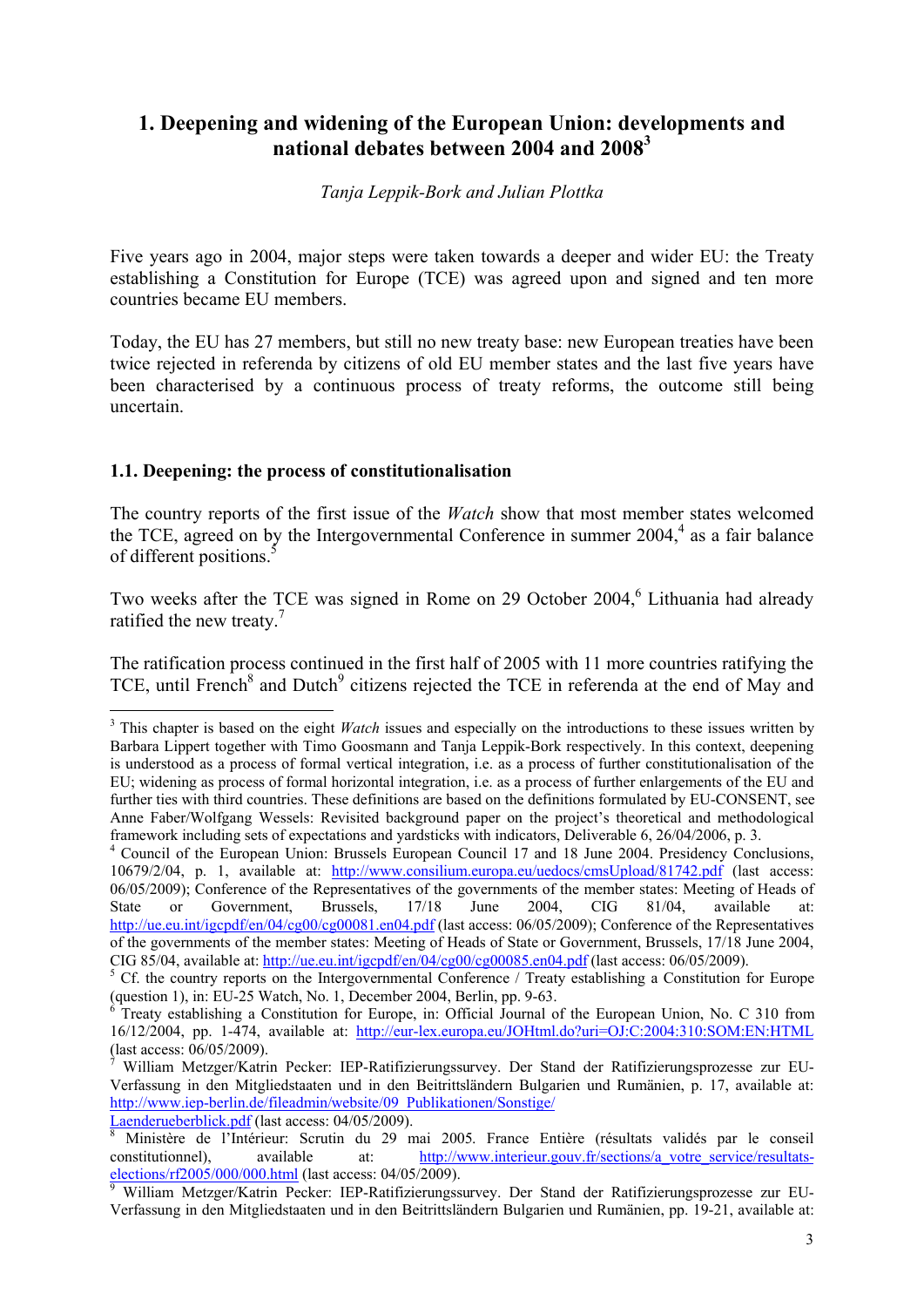## 1. Deepening and widening of the European Union: developments and national debates between 2004 and 2008[3]

*Tanja Leppik-Bork and Julian Plottka*

Five years ago in 2004, major steps were taken towards a deeper and wider EU: the Treaty establishing a Constitution for Europe (TCE) was agreed upon and signed and ten more countries became EU members.

Today, the EU has 27 members, but still no new treaty base: new European treaties have been twice rejected in referenda by citizens of old EU member states and the last five years have been characterised by a continuous process of treaty reforms, the outcome still being uncertain.

### 1.1. Deepening: the process of constitutionalisation

The country reports of the first issue of the *Watch* show that most member states welcomed the TCE, agreed on by the Intergovernmental Conference in summer 2004,[4] as a fair balance of different positions.[5]

Two weeks after the TCE was signed in Rome on 29 October 2004,[6] Lithuania had already ratified the new treaty.[7]

The ratification process continued in the first half of 2005 with 11 more countries ratifying the TCE, until French[8] and Dutch[9] citizens rejected the TCE in referenda at the end of May and

---

[3] This chapter is based on the eight *Watch* issues and especially on the introductions to these issues written by Barbara Lippert together with Timo Goosmann and Tanja Leppik-Bork respectively. In this context, deepening is understood as a process of formal vertical integration, i.e. as a process of further constitutionalisation of the EU; widening as process of formal horizontal integration, i.e. as a process of further enlargements of the EU and further ties with third countries. These definitions are based on the definitions formulated by EU-CONSENT, see Anne Faber/Wolfgang Wessels: Revisited background paper on the project's theoretical and methodological framework including sets of expectations and yardsticks with indicators, Deliverable 6, 26/04/2006, p. 3.

[4] Council of the European Union: Brussels European Council 17 and 18 June 2004. Presidency Conclusions, 10679/2/04, p. 1, available at: http://www.consilium.europa.eu/uedocs/cmsUpload/81742.pdf (last access: 06/05/2009); Conference of the Representatives of the governments of the member states: Meeting of Heads of State or Government, Brussels, 17/18 June 2004, CIG 81/04, available at: http://ue.eu.int/igcpdf/en/04/cg00/cg00081.en04.pdf (last access: 06/05/2009); Conference of the Representatives of the governments of the member states: Meeting of Heads of State or Government, Brussels, 17/18 June 2004, CIG 85/04, available at: http://ue.eu.int/igcpdf/en/04/cg00/cg00085.en04.pdf (last access: 06/05/2009).

[5] Cf. the country reports on the Intergovernmental Conference / Treaty establishing a Constitution for Europe (question 1), in: EU-25 Watch, No. 1, December 2004, Berlin, pp. 9-63.

[6] Treaty establishing a Constitution for Europe, in: Official Journal of the European Union, No. C 310 from 16/12/2004, pp. 1-474, available at: http://eur-lex.europa.eu/JOHtml.do?uri=OJ:C:2004:310:SOM:EN:HTML (last access: 06/05/2009).

[7] William Metzger/Katrin Pecker: IEP-Ratifizierungssurvey. Der Stand der Ratifizierungsprozesse zur EU-Verfassung in den Mitgliedstaaten und in den Beitrittsländern Bulgarien und Rumänien, p. 17, available at: http://www.iep-berlin.de/fileadmin/website/09_Publikationen/Sonstige/Laenderueberblick.pdf (last access: 04/05/2009).

[8] Ministère de l'Intérieur: Scrutin du 29 mai 2005. France Entière (résultats validés par le conseil constitutionnel), available at: http://www.interieur.gouv.fr/sections/a_votre_service/resultats-elections/rf2005/000/000.html (last access: 04/05/2009).

[9] William Metzger/Katrin Pecker: IEP-Ratifizierungssurvey. Der Stand der Ratifizierungsprozesse zur EU-Verfassung in den Mitgliedstaaten und in den Beitrittsländern Bulgarien und Rumänien, pp. 19-21, available at: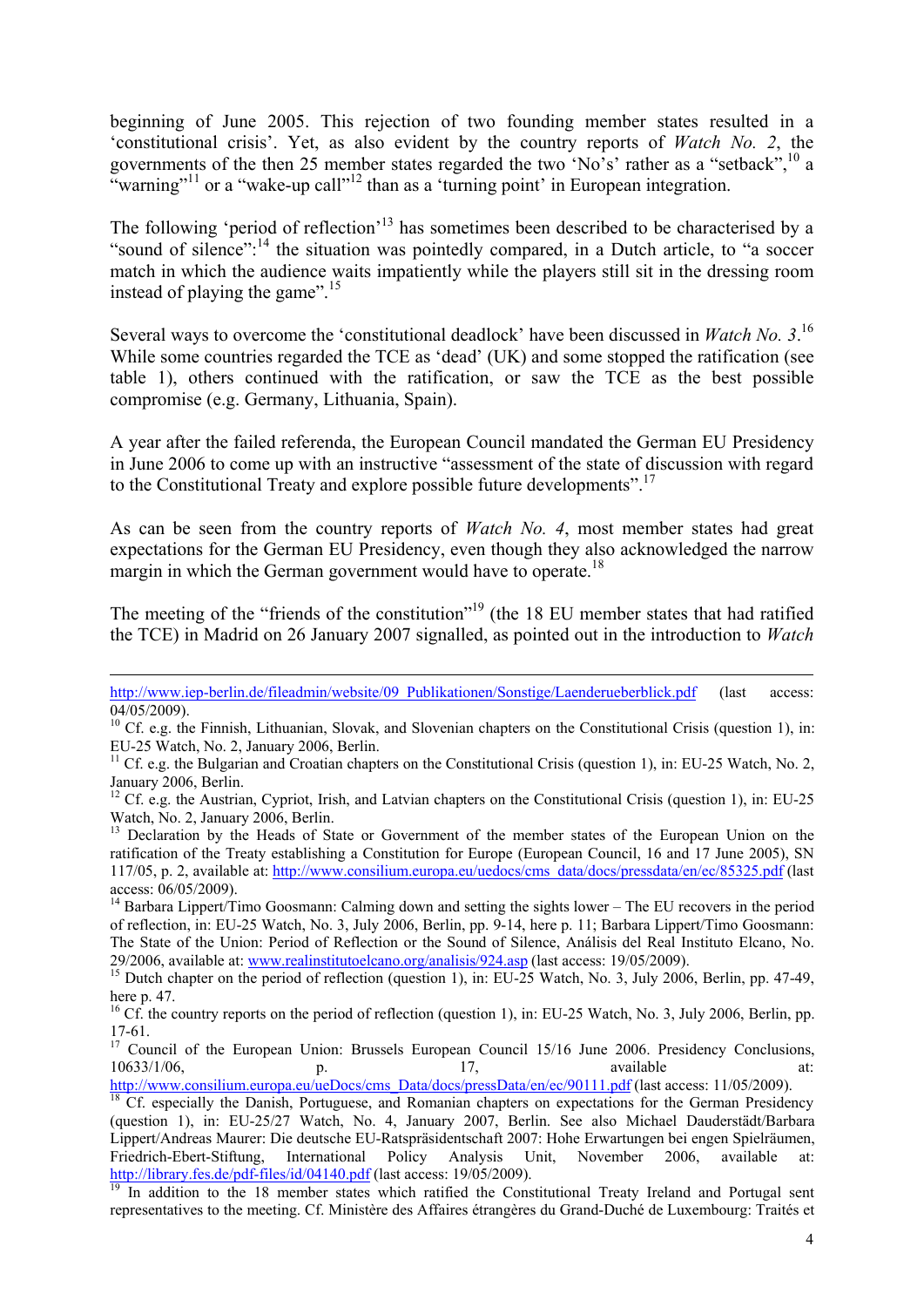beginning of June 2005. This rejection of two founding member states resulted in a 'constitutional crisis'. Yet, as also evident by the country reports of *Watch No. 2*, the governments of the then 25 member states regarded the two 'No's' rather as a "setback",[10] a "warning"[11] or a "wake-up call"[12] than as a 'turning point' in European integration.

The following 'period of reflection'[13] has sometimes been described to be characterised by a "sound of silence":[14] the situation was pointedly compared, in a Dutch article, to "a soccer match in which the audience waits impatiently while the players still sit in the dressing room instead of playing the game".[15]

Several ways to overcome the 'constitutional deadlock' have been discussed in *Watch No. 3*.[16] While some countries regarded the TCE as 'dead' (UK) and some stopped the ratification (see table 1), others continued with the ratification, or saw the TCE as the best possible compromise (e.g. Germany, Lithuania, Spain).

A year after the failed referenda, the European Council mandated the German EU Presidency in June 2006 to come up with an instructive "assessment of the state of discussion with regard to the Constitutional Treaty and explore possible future developments".[17]

As can be seen from the country reports of *Watch No. 4*, most member states had great expectations for the German EU Presidency, even though they also acknowledged the narrow margin in which the German government would have to operate.[18]

The meeting of the "friends of the constitution"[19] (the 18 EU member states that had ratified the TCE) in Madrid on 26 January 2007 signalled, as pointed out in the introduction to *Watch*

---

http://www.iep-berlin.de/fileadmin/website/09_Publikationen/Sonstige/Laenderueberblick.pdf (last access: 04/05/2009).

[10] Cf. e.g. the Finnish, Lithuanian, Slovak, and Slovenian chapters on the Constitutional Crisis (question 1), in: EU-25 Watch, No. 2, January 2006, Berlin.

[11] Cf. e.g. the Bulgarian and Croatian chapters on the Constitutional Crisis (question 1), in: EU-25 Watch, No. 2, January 2006, Berlin.

[12] Cf. e.g. the Austrian, Cypriot, Irish, and Latvian chapters on the Constitutional Crisis (question 1), in: EU-25 Watch, No. 2, January 2006, Berlin.

[13] Declaration by the Heads of State or Government of the member states of the European Union on the ratification of the Treaty establishing a Constitution for Europe (European Council, 16 and 17 June 2005), SN 117/05, p. 2, available at: http://www.consilium.europa.eu/uedocs/cms_data/docs/pressdata/en/ec/85325.pdf (last access: 06/05/2009).

[14] Barbara Lippert/Timo Goosmann: Calming down and setting the sights lower – The EU recovers in the period of reflection, in: EU-25 Watch, No. 3, July 2006, Berlin, pp. 9-14, here p. 11; Barbara Lippert/Timo Goosmann: The State of the Union: Period of Reflection or the Sound of Silence, Análisis del Real Instituto Elcano, No. 29/2006, available at: www.realinstitutoelcano.org/analisis/924.asp (last access: 19/05/2009).

[15] Dutch chapter on the period of reflection (question 1), in: EU-25 Watch, No. 3, July 2006, Berlin, pp. 47-49, here p. 47.

[16] Cf. the country reports on the period of reflection (question 1), in: EU-25 Watch, No. 3, July 2006, Berlin, pp. 17-61.

[17] Council of the European Union: Brussels European Council 15/16 June 2006. Presidency Conclusions, 10633/1/06, p. 17, available at: http://www.consilium.europa.eu/ueDocs/cms_Data/docs/pressData/en/ec/90111.pdf (last access: 11/05/2009).

[18] Cf. especially the Danish, Portuguese, and Romanian chapters on expectations for the German Presidency (question 1), in: EU-25/27 Watch, No. 4, January 2007, Berlin. See also Michael Dauderstädt/Barbara Lippert/Andreas Maurer: Die deutsche EU-Ratspräsidentschaft 2007: Hohe Erwartungen bei engen Spielräumen, Friedrich-Ebert-Stiftung, International Policy Analysis Unit, November 2006, available at: http://library.fes.de/pdf-files/id/04140.pdf (last access: 19/05/2009).

[19] In addition to the 18 member states which ratified the Constitutional Treaty Ireland and Portugal sent representatives to the meeting. Cf. Ministère des Affaires étrangères du Grand-Duché de Luxembourg: Traités et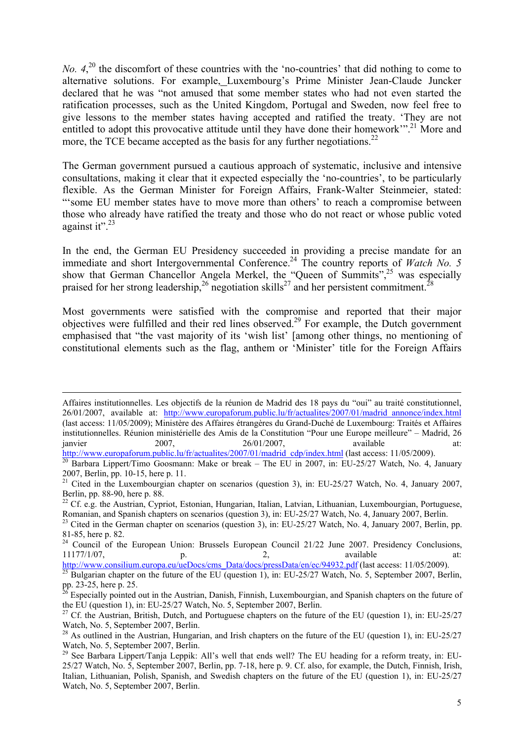*No. 4*,[20] the discomfort of these countries with the 'no-countries' that did nothing to come to alternative solutions. For example, Luxembourg's Prime Minister Jean-Claude Juncker declared that he was "not amused that some member states who had not even started the ratification processes, such as the United Kingdom, Portugal and Sweden, now feel free to give lessons to the member states having accepted and ratified the treaty. 'They are not entitled to adopt this provocative attitude until they have done their homework'".[21] More and more, the TCE became accepted as the basis for any further negotiations.[22]

The German government pursued a cautious approach of systematic, inclusive and intensive consultations, making it clear that it expected especially the 'no-countries', to be particularly flexible. As the German Minister for Foreign Affairs, Frank-Walter Steinmeier, stated: "'some EU member states have to move more than others' to reach a compromise between those who already have ratified the treaty and those who do not react or whose public voted against it".[23]

In the end, the German EU Presidency succeeded in providing a precise mandate for an immediate and short Intergovernmental Conference.[24] The country reports of *Watch No. 5* show that German Chancellor Angela Merkel, the "Queen of Summits",[25] was especially praised for her strong leadership,[26] negotiation skills[27] and her persistent commitment.[28]

Most governments were satisfied with the compromise and reported that their major objectives were fulfilled and their red lines observed.[29] For example, the Dutch government emphasised that "the vast majority of its 'wish list' [among other things, no mentioning of constitutional elements such as the flag, anthem or 'Minister' title for the Foreign Affairs

---

Affaires institutionnelles. Les objectifs de la réunion de Madrid des 18 pays du "oui" au traité constitutionnel, 26/01/2007, available at: http://www.europaforum.public.lu/fr/actualites/2007/01/madrid_annonce/index.html (last access: 11/05/2009); Ministère des Affaires étrangères du Grand-Duché de Luxembourg: Traités et Affaires institutionnelles. Réunion ministérielle des Amis de la Constitution "Pour une Europe meilleure" – Madrid, 26 janvier 2007, 26/01/2007, available at: http://www.europaforum.public.lu/fr/actualites/2007/01/madrid_cdp/index.html (last access: 11/05/2009).

[20] Barbara Lippert/Timo Goosmann: Make or break – The EU in 2007, in: EU-25/27 Watch, No. 4, January 2007, Berlin, pp. 10-15, here p. 11.

[21] Cited in the Luxembourgian chapter on scenarios (question 3), in: EU-25/27 Watch, No. 4, January 2007, Berlin, pp. 88-90, here p. 88.

[22] Cf. e.g. the Austrian, Cypriot, Estonian, Hungarian, Italian, Latvian, Lithuanian, Luxembourgian, Portuguese, Romanian, and Spanish chapters on scenarios (question 3), in: EU-25/27 Watch, No. 4, January 2007, Berlin.

[23] Cited in the German chapter on scenarios (question 3), in: EU-25/27 Watch, No. 4, January 2007, Berlin, pp. 81-85, here p. 82.

[24] Council of the European Union: Brussels European Council 21/22 June 2007. Presidency Conclusions, 11177/1/07, p. 2, available at: http://www.consilium.europa.eu/ueDocs/cms_Data/docs/pressData/en/ec/94932.pdf (last access: 11/05/2009).

[25] Bulgarian chapter on the future of the EU (question 1), in: EU-25/27 Watch, No. 5, September 2007, Berlin, pp. 23-25, here p. 25.

[26] Especially pointed out in the Austrian, Danish, Finnish, Luxembourgian, and Spanish chapters on the future of the EU (question 1), in: EU-25/27 Watch, No. 5, September 2007, Berlin.

[27] Cf. the Austrian, British, Dutch, and Portuguese chapters on the future of the EU (question 1), in: EU-25/27 Watch, No. 5, September 2007, Berlin.

[28] As outlined in the Austrian, Hungarian, and Irish chapters on the future of the EU (question 1), in: EU-25/27 Watch, No. 5, September 2007, Berlin.

[29] See Barbara Lippert/Tanja Leppik: All's well that ends well? The EU heading for a reform treaty, in: EU-25/27 Watch, No. 5, September 2007, Berlin, pp. 7-18, here p. 9. Cf. also, for example, the Dutch, Finnish, Irish, Italian, Lithuanian, Polish, Spanish, and Swedish chapters on the future of the EU (question 1), in: EU-25/27 Watch, No. 5, September 2007, Berlin.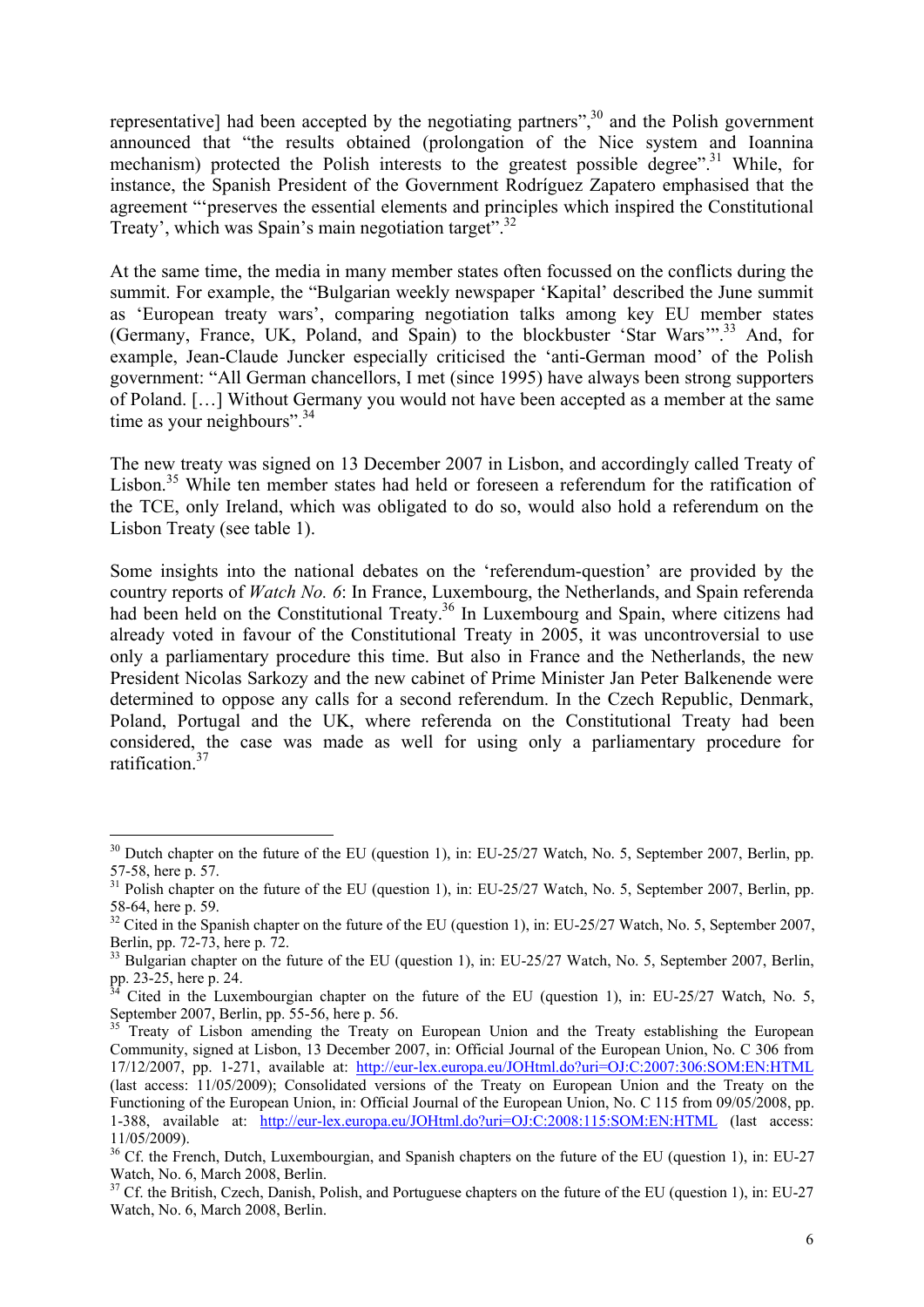representative] had been accepted by the negotiating partners",[30] and the Polish government announced that "the results obtained (prolongation of the Nice system and Ioannina mechanism) protected the Polish interests to the greatest possible degree".[31] While, for instance, the Spanish President of the Government Rodríguez Zapatero emphasised that the agreement "'preserves the essential elements and principles which inspired the Constitutional Treaty', which was Spain's main negotiation target".[32]

At the same time, the media in many member states often focussed on the conflicts during the summit. For example, the "Bulgarian weekly newspaper 'Kapital' described the June summit as 'European treaty wars', comparing negotiation talks among key EU member states (Germany, France, UK, Poland, and Spain) to the blockbuster 'Star Wars'".[33] And, for example, Jean-Claude Juncker especially criticised the 'anti-German mood' of the Polish government: "All German chancellors, I met (since 1995) have always been strong supporters of Poland. […] Without Germany you would not have been accepted as a member at the same time as your neighbours".[34]

The new treaty was signed on 13 December 2007 in Lisbon, and accordingly called Treaty of Lisbon.[35] While ten member states had held or foreseen a referendum for the ratification of the TCE, only Ireland, which was obligated to do so, would also hold a referendum on the Lisbon Treaty (see table 1).

Some insights into the national debates on the 'referendum-question' are provided by the country reports of *Watch No. 6*: In France, Luxembourg, the Netherlands, and Spain referenda had been held on the Constitutional Treaty.[36] In Luxembourg and Spain, where citizens had already voted in favour of the Constitutional Treaty in 2005, it was uncontroversial to use only a parliamentary procedure this time. But also in France and the Netherlands, the new President Nicolas Sarkozy and the new cabinet of Prime Minister Jan Peter Balkenende were determined to oppose any calls for a second referendum. In the Czech Republic, Denmark, Poland, Portugal and the UK, where referenda on the Constitutional Treaty had been considered, the case was made as well for using only a parliamentary procedure for ratification.[37]

---

[30] Dutch chapter on the future of the EU (question 1), in: EU-25/27 Watch, No. 5, September 2007, Berlin, pp. 57-58, here p. 57.

[31] Polish chapter on the future of the EU (question 1), in: EU-25/27 Watch, No. 5, September 2007, Berlin, pp. 58-64, here p. 59.

[32] Cited in the Spanish chapter on the future of the EU (question 1), in: EU-25/27 Watch, No. 5, September 2007, Berlin, pp. 72-73, here p. 72.

[33] Bulgarian chapter on the future of the EU (question 1), in: EU-25/27 Watch, No. 5, September 2007, Berlin, pp. 23-25, here p. 24.

[34] Cited in the Luxembourgian chapter on the future of the EU (question 1), in: EU-25/27 Watch, No. 5, September 2007, Berlin, pp. 55-56, here p. 56.

[35] Treaty of Lisbon amending the Treaty on European Union and the Treaty establishing the European Community, signed at Lisbon, 13 December 2007, in: Official Journal of the European Union, No. C 306 from 17/12/2007, pp. 1-271, available at: http://eur-lex.europa.eu/JOHtml.do?uri=OJ:C:2007:306:SOM:EN:HTML (last access: 11/05/2009); Consolidated versions of the Treaty on European Union and the Treaty on the Functioning of the European Union, in: Official Journal of the European Union, No. C 115 from 09/05/2008, pp. 1-388, available at: http://eur-lex.europa.eu/JOHtml.do?uri=OJ:C:2008:115:SOM:EN:HTML (last access: 11/05/2009).

[36] Cf. the French, Dutch, Luxembourgian, and Spanish chapters on the future of the EU (question 1), in: EU-27 Watch, No. 6, March 2008, Berlin.

[37] Cf. the British, Czech, Danish, Polish, and Portuguese chapters on the future of the EU (question 1), in: EU-27 Watch, No. 6, March 2008, Berlin.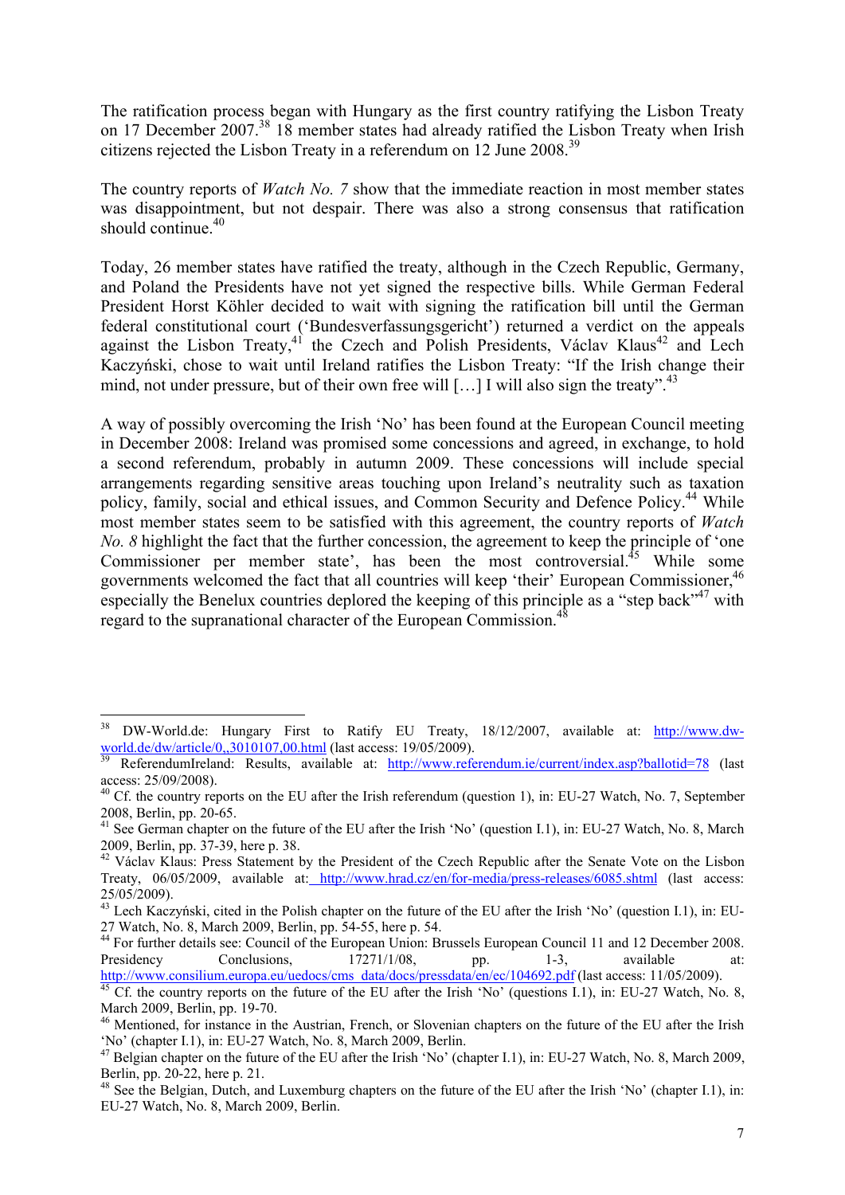The ratification process began with Hungary as the first country ratifying the Lisbon Treaty on 17 December 2007.[38] 18 member states had already ratified the Lisbon Treaty when Irish citizens rejected the Lisbon Treaty in a referendum on 12 June 2008.[39]

The country reports of *Watch No. 7* show that the immediate reaction in most member states was disappointment, but not despair. There was also a strong consensus that ratification should continue.[40]

Today, 26 member states have ratified the treaty, although in the Czech Republic, Germany, and Poland the Presidents have not yet signed the respective bills. While German Federal President Horst Köhler decided to wait with signing the ratification bill until the German federal constitutional court ('Bundesverfassungsgericht') returned a verdict on the appeals against the Lisbon Treaty,[41] the Czech and Polish Presidents, Václav Klaus[42] and Lech Kaczyński, chose to wait until Ireland ratifies the Lisbon Treaty: "If the Irish change their mind, not under pressure, but of their own free will […] I will also sign the treaty".[43]

A way of possibly overcoming the Irish 'No' has been found at the European Council meeting in December 2008: Ireland was promised some concessions and agreed, in exchange, to hold a second referendum, probably in autumn 2009. These concessions will include special arrangements regarding sensitive areas touching upon Ireland's neutrality such as taxation policy, family, social and ethical issues, and Common Security and Defence Policy.[44] While most member states seem to be satisfied with this agreement, the country reports of *Watch No. 8* highlight the fact that the further concession, the agreement to keep the principle of 'one Commissioner per member state', has been the most controversial.[45] While some governments welcomed the fact that all countries will keep 'their' European Commissioner,[46] especially the Benelux countries deplored the keeping of this principle as a "step back"[47] with regard to the supranational character of the European Commission.[48]

---

[38] DW-World.de: Hungary First to Ratify EU Treaty, 18/12/2007, available at: http://www.dw-world.de/dw/article/0,,3010107,00.html (last access: 19/05/2009).

[39] ReferendumIreland: Results, available at: http://www.referendum.ie/current/index.asp?ballotid=78 (last access: 25/09/2008).

[40] Cf. the country reports on the EU after the Irish referendum (question 1), in: EU-27 Watch, No. 7, September 2008, Berlin, pp. 20-65.

[41] See German chapter on the future of the EU after the Irish 'No' (question I.1), in: EU-27 Watch, No. 8, March 2009, Berlin, pp. 37-39, here p. 38.

[42] Václav Klaus: Press Statement by the President of the Czech Republic after the Senate Vote on the Lisbon Treaty, 06/05/2009, available at: http://www.hrad.cz/en/for-media/press-releases/6085.shtml (last access: 25/05/2009).

[43] Lech Kaczyński, cited in the Polish chapter on the future of the EU after the Irish 'No' (question I.1), in: EU-27 Watch, No. 8, March 2009, Berlin, pp. 54-55, here p. 54.

[44] For further details see: Council of the European Union: Brussels European Council 11 and 12 December 2008. Presidency Conclusions, 17271/1/08, pp. 1-3, available at: http://www.consilium.europa.eu/uedocs/cms_data/docs/pressdata/en/ec/104692.pdf (last access: 11/05/2009).

[45] Cf. the country reports on the future of the EU after the Irish 'No' (questions I.1), in: EU-27 Watch, No. 8, March 2009, Berlin, pp. 19-70.

[46] Mentioned, for instance in the Austrian, French, or Slovenian chapters on the future of the EU after the Irish 'No' (chapter I.1), in: EU-27 Watch, No. 8, March 2009, Berlin.

[47] Belgian chapter on the future of the EU after the Irish 'No' (chapter I.1), in: EU-27 Watch, No. 8, March 2009, Berlin, pp. 20-22, here p. 21.

[48] See the Belgian, Dutch, and Luxemburg chapters on the future of the EU after the Irish 'No' (chapter I.1), in: EU-27 Watch, No. 8, March 2009, Berlin.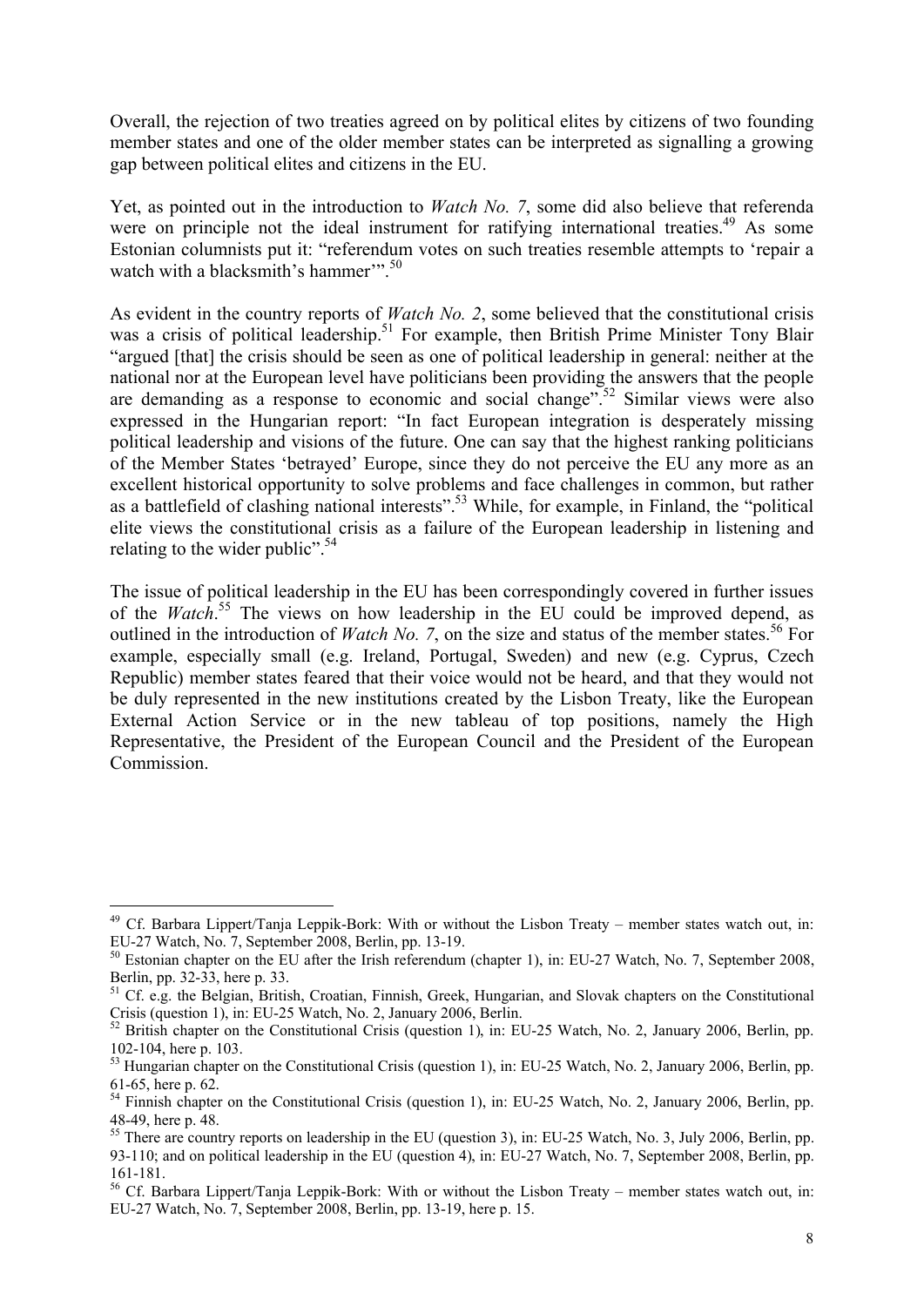Overall, the rejection of two treaties agreed on by political elites by citizens of two founding member states and one of the older member states can be interpreted as signalling a growing gap between political elites and citizens in the EU.

Yet, as pointed out in the introduction to *Watch No. 7*, some did also believe that referenda were on principle not the ideal instrument for ratifying international treaties.[49] As some Estonian columnists put it: "referendum votes on such treaties resemble attempts to 'repair a watch with a blacksmith's hammer'".[50]

As evident in the country reports of *Watch No. 2*, some believed that the constitutional crisis was a crisis of political leadership.[51] For example, then British Prime Minister Tony Blair "argued [that] the crisis should be seen as one of political leadership in general: neither at the national nor at the European level have politicians been providing the answers that the people are demanding as a response to economic and social change".[52] Similar views were also expressed in the Hungarian report: "In fact European integration is desperately missing political leadership and visions of the future. One can say that the highest ranking politicians of the Member States 'betrayed' Europe, since they do not perceive the EU any more as an excellent historical opportunity to solve problems and face challenges in common, but rather as a battlefield of clashing national interests".[53] While, for example, in Finland, the "political elite views the constitutional crisis as a failure of the European leadership in listening and relating to the wider public".[54]

The issue of political leadership in the EU has been correspondingly covered in further issues of the *Watch*.[55] The views on how leadership in the EU could be improved depend, as outlined in the introduction of *Watch No. 7*, on the size and status of the member states.[56] For example, especially small (e.g. Ireland, Portugal, Sweden) and new (e.g. Cyprus, Czech Republic) member states feared that their voice would not be heard, and that they would not be duly represented in the new institutions created by the Lisbon Treaty, like the European External Action Service or in the new tableau of top positions, namely the High Representative, the President of the European Council and the President of the European Commission.

---

[49] Cf. Barbara Lippert/Tanja Leppik-Bork: With or without the Lisbon Treaty – member states watch out, in: EU-27 Watch, No. 7, September 2008, Berlin, pp. 13-19.

[50] Estonian chapter on the EU after the Irish referendum (chapter 1), in: EU-27 Watch, No. 7, September 2008, Berlin, pp. 32-33, here p. 33.

[51] Cf. e.g. the Belgian, British, Croatian, Finnish, Greek, Hungarian, and Slovak chapters on the Constitutional Crisis (question 1), in: EU-25 Watch, No. 2, January 2006, Berlin.

[52] British chapter on the Constitutional Crisis (question 1), in: EU-25 Watch, No. 2, January 2006, Berlin, pp. 102-104, here p. 103.

[53] Hungarian chapter on the Constitutional Crisis (question 1), in: EU-25 Watch, No. 2, January 2006, Berlin, pp. 61-65, here p. 62.

[54] Finnish chapter on the Constitutional Crisis (question 1), in: EU-25 Watch, No. 2, January 2006, Berlin, pp. 48-49, here p. 48.

[55] There are country reports on leadership in the EU (question 3), in: EU-25 Watch, No. 3, July 2006, Berlin, pp. 93-110; and on political leadership in the EU (question 4), in: EU-27 Watch, No. 7, September 2008, Berlin, pp. 161-181.

[56] Cf. Barbara Lippert/Tanja Leppik-Bork: With or without the Lisbon Treaty – member states watch out, in: EU-27 Watch, No. 7, September 2008, Berlin, pp. 13-19, here p. 15.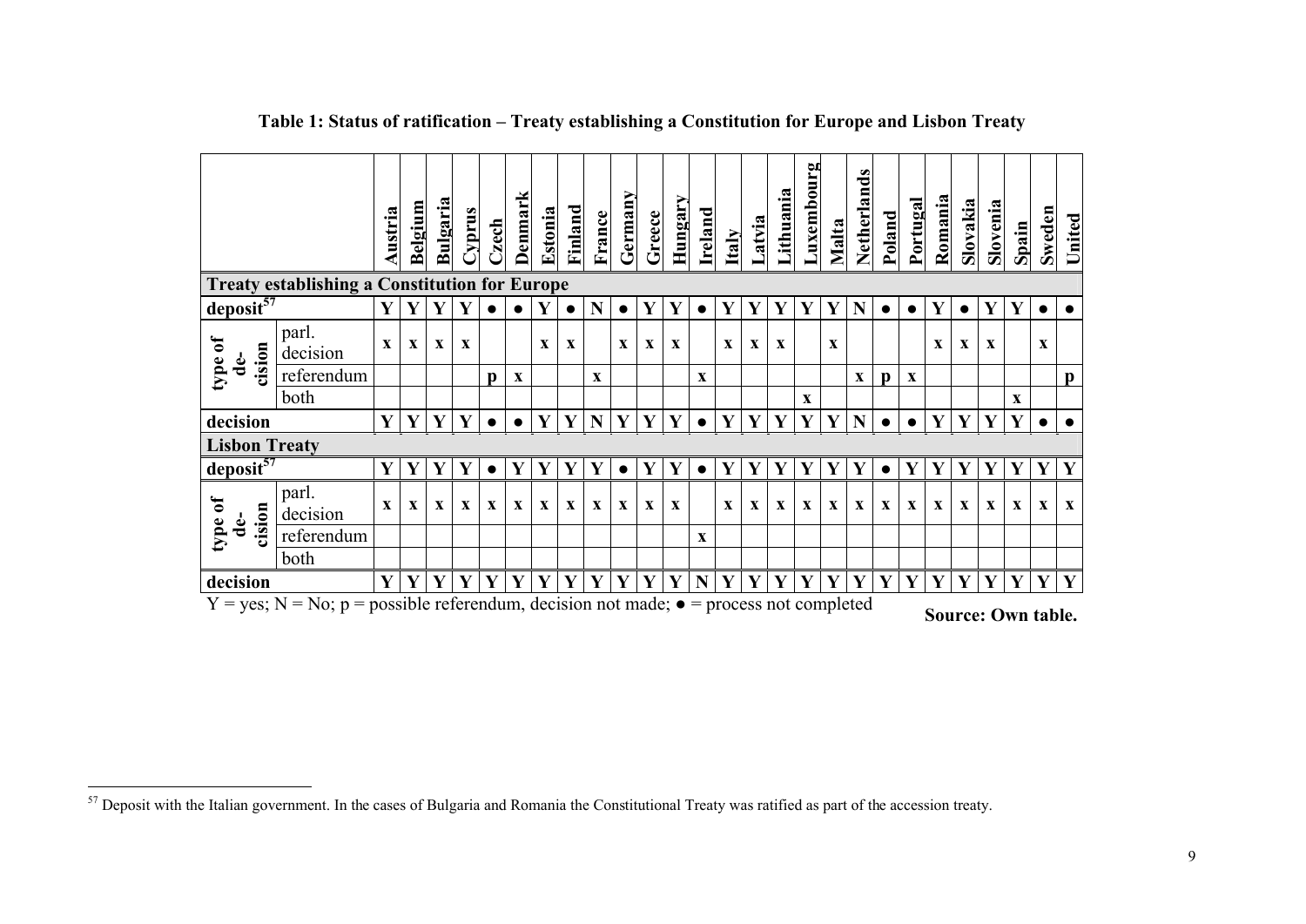**Table 1: Status of ratification – Treaty establishing a Constitution for Europe and Lisbon Treaty**

| | | Austria | Belgium | Bulgaria | Cyprus | Czech | Denmark | Estonia | Finland | France | Germany | Greece | Hungary | Ireland | Italy | Latvia | Lithuania | Luxembourg | Malta | Netherlands | Poland | Portugal | Romania | Slovakia | Slovenia | Spain | Sweden | United |
|---|---|---|---|---|---|---|---|---|---|---|---|---|---|---|---|---|---|---|---|---|---|---|---|---|---|---|---|---|
| **Treaty establishing a Constitution for Europe** | | | | | | | | | | | | | | | | | | | | | | | | | | | | |
| **deposit**[57] | | Y | Y | Y | Y | ● | ● | Y | ● | N | ● | Y | Y | ● | Y | Y | Y | Y | Y | N | ● | ● | Y | ● | Y | Y | ● | ● |
| **type of decision** | parl. decision | x | x | x | x | | | x | x | | x | x | x | | x | x | x | | x | | | | x | x | x | | x | |
| | referendum | | | | | p | x | | | x | | | | x | | | | | | x | p | x | | | | | | p |
| | both | | | | | | | | | | | | | | | | | x | | | | | | | | x | | |
| **decision** | | Y | Y | Y | Y | ● | ● | Y | Y | N | Y | Y | Y | ● | Y | Y | Y | Y | Y | N | ● | ● | Y | Y | Y | Y | ● | ● |
| **Lisbon Treaty** | | | | | | | | | | | | | | | | | | | | | | | | | | | | |
| **deposit**[57] | | Y | Y | Y | Y | ● | Y | Y | Y | Y | ● | Y | Y | ● | Y | Y | Y | Y | Y | Y | ● | Y | Y | Y | Y | Y | Y | Y |
| **type of decision** | parl. decision | x | x | x | x | x | x | x | x | x | x | x | x | | x | x | x | x | x | x | x | x | x | x | x | x | x | x |
| | referendum | | | | | | | | | | | | | x | | | | | | | | | | | | | | |
| | both | | | | | | | | | | | | | | | | | | | | | | | | | | | |
| **decision** | | Y | Y | Y | Y | Y | Y | Y | Y | Y | Y | Y | Y | N | Y | Y | Y | Y | Y | Y | Y | Y | Y | Y | Y | Y | Y | Y |

Y = yes; N = No; p = possible referendum, decision not made; ● = process not completed

**Source: Own table.**

[57] Deposit with the Italian government. In the cases of Bulgaria and Romania the Constitutional Treaty was ratified as part of the accession treaty.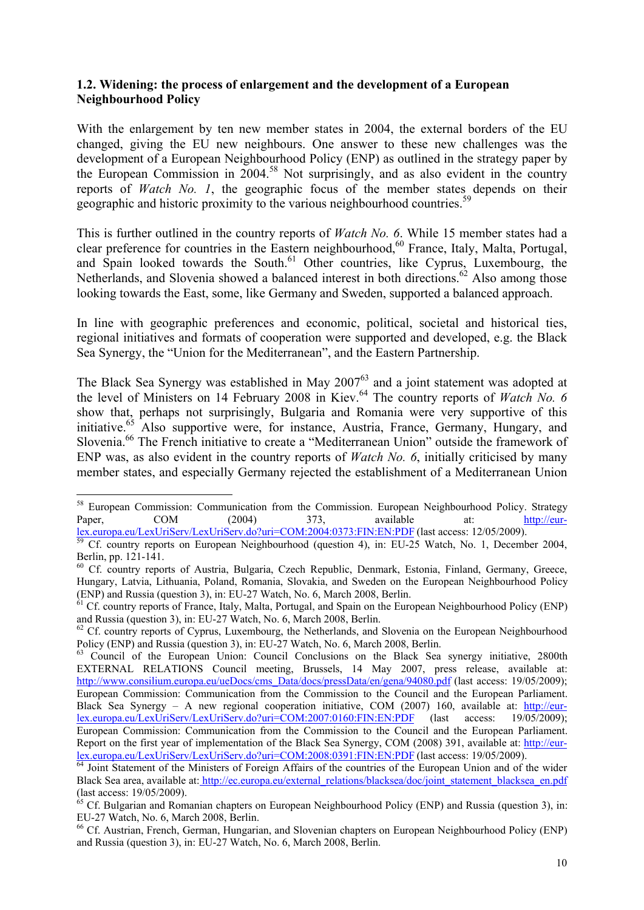### 1.2. Widening: the process of enlargement and the development of a European Neighbourhood Policy

With the enlargement by ten new member states in 2004, the external borders of the EU changed, giving the EU new neighbours. One answer to these new challenges was the development of a European Neighbourhood Policy (ENP) as outlined in the strategy paper by the European Commission in 2004.[58] Not surprisingly, and as also evident in the country reports of *Watch No. 1*, the geographic focus of the member states depends on their geographic and historic proximity to the various neighbourhood countries.[59]

This is further outlined in the country reports of *Watch No. 6*. While 15 member states had a clear preference for countries in the Eastern neighbourhood,[60] France, Italy, Malta, Portugal, and Spain looked towards the South.[61] Other countries, like Cyprus, Luxembourg, the Netherlands, and Slovenia showed a balanced interest in both directions.[62] Also among those looking towards the East, some, like Germany and Sweden, supported a balanced approach.

In line with geographic preferences and economic, political, societal and historical ties, regional initiatives and formats of cooperation were supported and developed, e.g. the Black Sea Synergy, the "Union for the Mediterranean", and the Eastern Partnership.

The Black Sea Synergy was established in May 2007[63] and a joint statement was adopted at the level of Ministers on 14 February 2008 in Kiev.[64] The country reports of *Watch No. 6* show that, perhaps not surprisingly, Bulgaria and Romania were very supportive of this initiative.[65] Also supportive were, for instance, Austria, France, Germany, Hungary, and Slovenia.[66] The French initiative to create a "Mediterranean Union" outside the framework of ENP was, as also evident in the country reports of *Watch No. 6*, initially criticised by many member states, and especially Germany rejected the establishment of a Mediterranean Union

---

[58] European Commission: Communication from the Commission. European Neighbourhood Policy. Strategy Paper, COM (2004) 373, available at: http://eur-lex.europa.eu/LexUriServ/LexUriServ.do?uri=COM:2004:0373:FIN:EN:PDF (last access: 12/05/2009).

[59] Cf. country reports on European Neighbourhood (question 4), in: EU-25 Watch, No. 1, December 2004, Berlin, pp. 121-141.

[60] Cf. country reports of Austria, Bulgaria, Czech Republic, Denmark, Estonia, Finland, Germany, Greece, Hungary, Latvia, Lithuania, Poland, Romania, Slovakia, and Sweden on the European Neighbourhood Policy (ENP) and Russia (question 3), in: EU-27 Watch, No. 6, March 2008, Berlin.

[61] Cf. country reports of France, Italy, Malta, Portugal, and Spain on the European Neighbourhood Policy (ENP) and Russia (question 3), in: EU-27 Watch, No. 6, March 2008, Berlin.

[62] Cf. country reports of Cyprus, Luxembourg, the Netherlands, and Slovenia on the European Neighbourhood Policy (ENP) and Russia (question 3), in: EU-27 Watch, No. 6, March 2008, Berlin.

[63] Council of the European Union: Council Conclusions on the Black Sea synergy initiative, 2800th EXTERNAL RELATIONS Council meeting, Brussels, 14 May 2007, press release, available at: http://www.consilium.europa.eu/ueDocs/cms_Data/docs/pressData/en/gena/94080.pdf (last access: 19/05/2009); European Commission: Communication from the Commission to the Council and the European Parliament. Black Sea Synergy – A new regional cooperation initiative, COM (2007) 160, available at: http://eur-lex.europa.eu/LexUriServ/LexUriServ.do?uri=COM:2007:0160:FIN:EN:PDF (last access: 19/05/2009); European Commission: Communication from the Commission to the Council and the European Parliament. Report on the first year of implementation of the Black Sea Synergy, COM (2008) 391, available at: http://eur-lex.europa.eu/LexUriServ/LexUriServ.do?uri=COM:2008:0391:FIN:EN:PDF (last access: 19/05/2009).

[64] Joint Statement of the Ministers of Foreign Affairs of the countries of the European Union and of the wider Black Sea area, available at: http://ec.europa.eu/external_relations/blacksea/doc/joint_statement_blacksea_en.pdf (last access: 19/05/2009).

[65] Cf. Bulgarian and Romanian chapters on European Neighbourhood Policy (ENP) and Russia (question 3), in: EU-27 Watch, No. 6, March 2008, Berlin.

[66] Cf. Austrian, French, German, Hungarian, and Slovenian chapters on European Neighbourhood Policy (ENP) and Russia (question 3), in: EU-27 Watch, No. 6, March 2008, Berlin.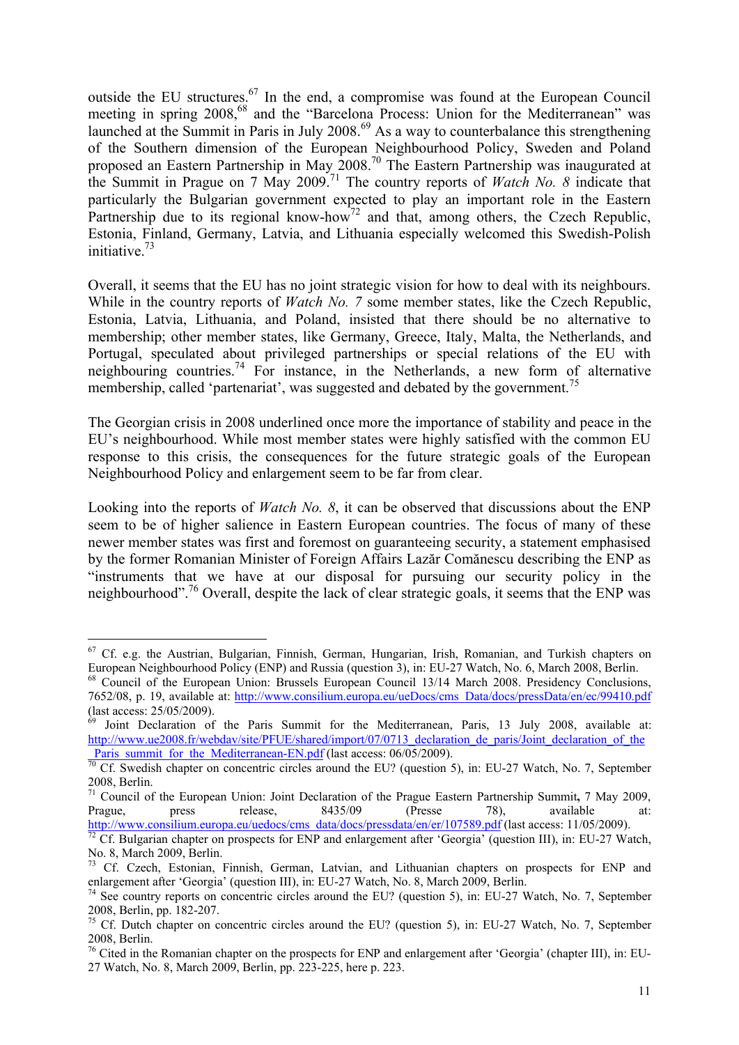outside the EU structures.[67] In the end, a compromise was found at the European Council meeting in spring 2008,[68] and the "Barcelona Process: Union for the Mediterranean" was launched at the Summit in Paris in July 2008.[69] As a way to counterbalance this strengthening of the Southern dimension of the European Neighbourhood Policy, Sweden and Poland proposed an Eastern Partnership in May 2008.[70] The Eastern Partnership was inaugurated at the Summit in Prague on 7 May 2009.[71] The country reports of *Watch No. 8* indicate that particularly the Bulgarian government expected to play an important role in the Eastern Partnership due to its regional know-how[72] and that, among others, the Czech Republic, Estonia, Finland, Germany, Latvia, and Lithuania especially welcomed this Swedish-Polish initiative.[73]

Overall, it seems that the EU has no joint strategic vision for how to deal with its neighbours. While in the country reports of *Watch No. 7* some member states, like the Czech Republic, Estonia, Latvia, Lithuania, and Poland, insisted that there should be no alternative to membership; other member states, like Germany, Greece, Italy, Malta, the Netherlands, and Portugal, speculated about privileged partnerships or special relations of the EU with neighbouring countries.[74] For instance, in the Netherlands, a new form of alternative membership, called 'partenariat', was suggested and debated by the government.[75]

The Georgian crisis in 2008 underlined once more the importance of stability and peace in the EU's neighbourhood. While most member states were highly satisfied with the common EU response to this crisis, the consequences for the future strategic goals of the European Neighbourhood Policy and enlargement seem to be far from clear.

Looking into the reports of *Watch No. 8*, it can be observed that discussions about the ENP seem to be of higher salience in Eastern European countries. The focus of many of these newer member states was first and foremost on guaranteeing security, a statement emphasised by the former Romanian Minister of Foreign Affairs Lazăr Comănescu describing the ENP as "instruments that we have at our disposal for pursuing our security policy in the neighbourhood".[76] Overall, despite the lack of clear strategic goals, it seems that the ENP was

---

[67] Cf. e.g. the Austrian, Bulgarian, Finnish, German, Hungarian, Irish, Romanian, and Turkish chapters on European Neighbourhood Policy (ENP) and Russia (question 3), in: EU-27 Watch, No. 6, March 2008, Berlin.

[68] Council of the European Union: Brussels European Council 13/14 March 2008. Presidency Conclusions, 7652/08, p. 19, available at: http://www.consilium.europa.eu/ueDocs/cms_Data/docs/pressData/en/ec/99410.pdf (last access: 25/05/2009).

[69] Joint Declaration of the Paris Summit for the Mediterranean, Paris, 13 July 2008, available at: http://www.ue2008.fr/webdav/site/PFUE/shared/import/07/0713_declaration_de_paris/Joint_declaration_of_the_Paris_summit_for_the_Mediterranean-EN.pdf (last access: 06/05/2009).

[70] Cf. Swedish chapter on concentric circles around the EU? (question 5), in: EU-27 Watch, No. 7, September 2008, Berlin.

[71] Council of the European Union: Joint Declaration of the Prague Eastern Partnership Summit, 7 May 2009, Prague, press release, 8435/09 (Presse 78), available at: http://www.consilium.europa.eu/uedocs/cms_data/docs/pressdata/en/er/107589.pdf (last access: 11/05/2009).

[72] Cf. Bulgarian chapter on prospects for ENP and enlargement after 'Georgia' (question III), in: EU-27 Watch, No. 8, March 2009, Berlin.

[73] Cf. Czech, Estonian, Finnish, German, Latvian, and Lithuanian chapters on prospects for ENP and enlargement after 'Georgia' (question III), in: EU-27 Watch, No. 8, March 2009, Berlin.

[74] See country reports on concentric circles around the EU? (question 5), in: EU-27 Watch, No. 7, September 2008, Berlin, pp. 182-207.

[75] Cf. Dutch chapter on concentric circles around the EU? (question 5), in: EU-27 Watch, No. 7, September 2008, Berlin.

[76] Cited in the Romanian chapter on the prospects for ENP and enlargement after 'Georgia' (chapter III), in: EU-27 Watch, No. 8, March 2009, Berlin, pp. 223-225, here p. 223.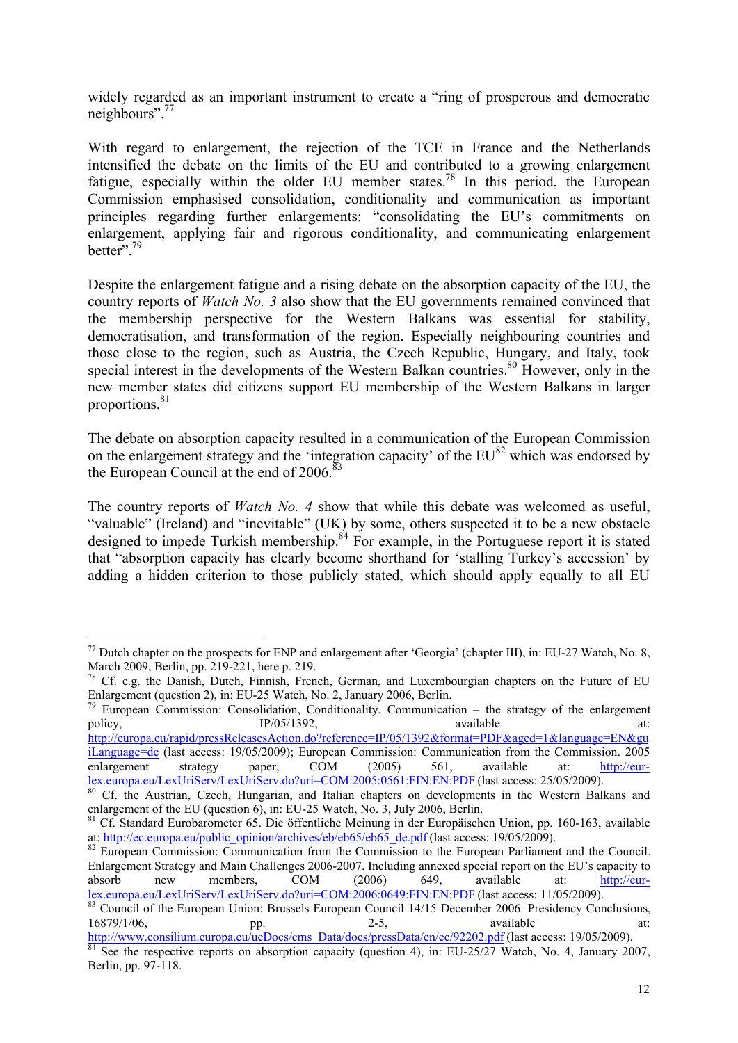widely regarded as an important instrument to create a "ring of prosperous and democratic neighbours".[77]

With regard to enlargement, the rejection of the TCE in France and the Netherlands intensified the debate on the limits of the EU and contributed to a growing enlargement fatigue, especially within the older EU member states.[78] In this period, the European Commission emphasised consolidation, conditionality and communication as important principles regarding further enlargements: "consolidating the EU's commitments on enlargement, applying fair and rigorous conditionality, and communicating enlargement better".[79]

Despite the enlargement fatigue and a rising debate on the absorption capacity of the EU, the country reports of *Watch No. 3* also show that the EU governments remained convinced that the membership perspective for the Western Balkans was essential for stability, democratisation, and transformation of the region. Especially neighbouring countries and those close to the region, such as Austria, the Czech Republic, Hungary, and Italy, took special interest in the developments of the Western Balkan countries.[80] However, only in the new member states did citizens support EU membership of the Western Balkans in larger proportions.[81]

The debate on absorption capacity resulted in a communication of the European Commission on the enlargement strategy and the 'integration capacity' of the EU[82] which was endorsed by the European Council at the end of 2006.[83]

The country reports of *Watch No. 4* show that while this debate was welcomed as useful, "valuable" (Ireland) and "inevitable" (UK) by some, others suspected it to be a new obstacle designed to impede Turkish membership.[84] For example, in the Portuguese report it is stated that "absorption capacity has clearly become shorthand for 'stalling Turkey's accession' by adding a hidden criterion to those publicly stated, which should apply equally to all EU

---

[77] Dutch chapter on the prospects for ENP and enlargement after 'Georgia' (chapter III), in: EU-27 Watch, No. 8, March 2009, Berlin, pp. 219-221, here p. 219.

[78] Cf. e.g. the Danish, Dutch, Finnish, French, German, and Luxembourgian chapters on the Future of EU Enlargement (question 2), in: EU-25 Watch, No. 2, January 2006, Berlin.

[79] European Commission: Consolidation, Conditionality, Communication – the strategy of the enlargement policy, IP/05/1392, available at: http://europa.eu/rapid/pressReleasesAction.do?reference=IP/05/1392&format=PDF&aged=1&language=EN&guiLanguage=de (last access: 19/05/2009); European Commission: Communication from the Commission. 2005 enlargement strategy paper, COM (2005) 561, available at: http://eur-lex.europa.eu/LexUriServ/LexUriServ.do?uri=COM:2005:0561:FIN:EN:PDF (last access: 25/05/2009).

[80] Cf. the Austrian, Czech, Hungarian, and Italian chapters on developments in the Western Balkans and enlargement of the EU (question 6), in: EU-25 Watch, No. 3, July 2006, Berlin.

[81] Cf. Standard Eurobarometer 65. Die öffentliche Meinung in der Europäischen Union, pp. 160-163, available at: http://ec.europa.eu/public_opinion/archives/eb/eb65/eb65_de.pdf (last access: 19/05/2009).

[82] European Commission: Communication from the Commission to the European Parliament and the Council. Enlargement Strategy and Main Challenges 2006-2007. Including annexed special report on the EU's capacity to absorb new members, COM (2006) 649, available at: http://eur-lex.europa.eu/LexUriServ/LexUriServ.do?uri=COM:2006:0649:FIN:EN:PDF (last access: 11/05/2009).

[83] Council of the European Union: Brussels European Council 14/15 December 2006. Presidency Conclusions, 16879/1/06, pp. 2-5, available at: http://www.consilium.europa.eu/ueDocs/cms_Data/docs/pressData/en/ec/92202.pdf (last access: 19/05/2009).

[84] See the respective reports on absorption capacity (question 4), in: EU-25/27 Watch, No. 4, January 2007, Berlin, pp. 97-118.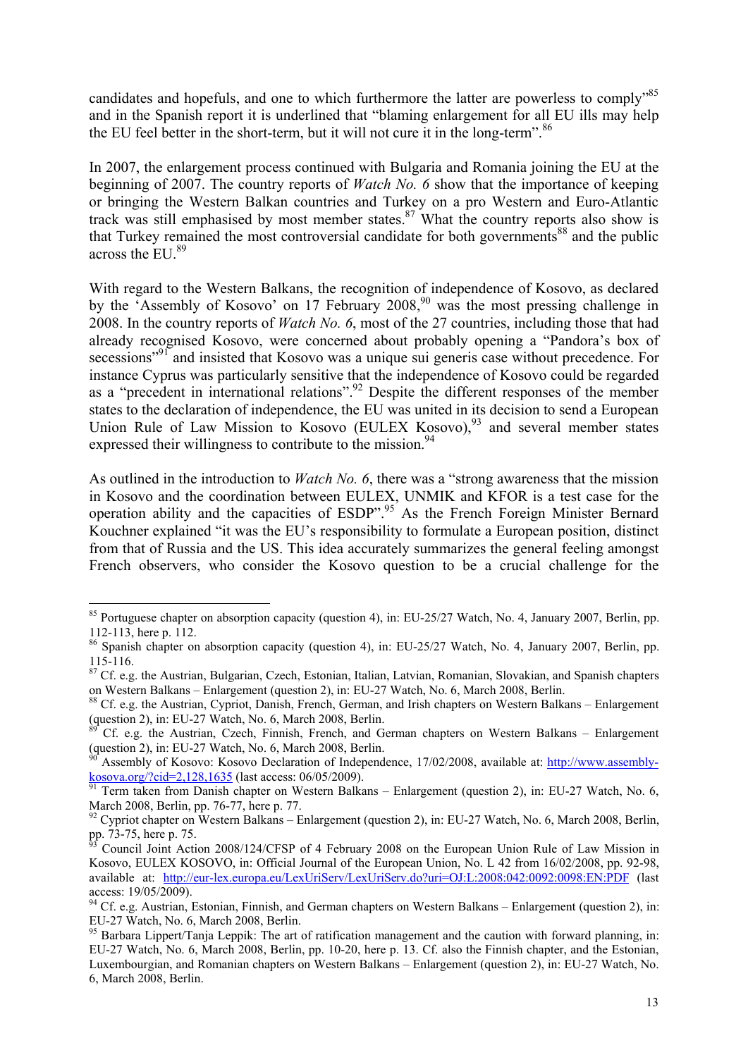candidates and hopefuls, and one to which furthermore the latter are powerless to comply"[85] and in the Spanish report it is underlined that "blaming enlargement for all EU ills may help the EU feel better in the short-term, but it will not cure it in the long-term".[86]

In 2007, the enlargement process continued with Bulgaria and Romania joining the EU at the beginning of 2007. The country reports of *Watch No. 6* show that the importance of keeping or bringing the Western Balkan countries and Turkey on a pro Western and Euro-Atlantic track was still emphasised by most member states.[87] What the country reports also show is that Turkey remained the most controversial candidate for both governments[88] and the public across the EU.[89]

With regard to the Western Balkans, the recognition of independence of Kosovo, as declared by the 'Assembly of Kosovo' on 17 February 2008,[90] was the most pressing challenge in 2008. In the country reports of *Watch No. 6*, most of the 27 countries, including those that had already recognised Kosovo, were concerned about probably opening a "Pandora's box of secessions"[91] and insisted that Kosovo was a unique sui generis case without precedence. For instance Cyprus was particularly sensitive that the independence of Kosovo could be regarded as a "precedent in international relations".[92] Despite the different responses of the member states to the declaration of independence, the EU was united in its decision to send a European Union Rule of Law Mission to Kosovo (EULEX Kosovo),[93] and several member states expressed their willingness to contribute to the mission.[94]

As outlined in the introduction to *Watch No. 6*, there was a "strong awareness that the mission in Kosovo and the coordination between EULEX, UNMIK and KFOR is a test case for the operation ability and the capacities of ESDP".[95] As the French Foreign Minister Bernard Kouchner explained "it was the EU's responsibility to formulate a European position, distinct from that of Russia and the US. This idea accurately summarizes the general feeling amongst French observers, who consider the Kosovo question to be a crucial challenge for the

---

[85] Portuguese chapter on absorption capacity (question 4), in: EU-25/27 Watch, No. 4, January 2007, Berlin, pp. 112-113, here p. 112.

[86] Spanish chapter on absorption capacity (question 4), in: EU-25/27 Watch, No. 4, January 2007, Berlin, pp. 115-116.

[87] Cf. e.g. the Austrian, Bulgarian, Czech, Estonian, Italian, Latvian, Romanian, Slovakian, and Spanish chapters on Western Balkans – Enlargement (question 2), in: EU-27 Watch, No. 6, March 2008, Berlin.

[88] Cf. e.g. the Austrian, Cypriot, Danish, French, German, and Irish chapters on Western Balkans – Enlargement (question 2), in: EU-27 Watch, No. 6, March 2008, Berlin.

[89] Cf. e.g. the Austrian, Czech, Finnish, French, and German chapters on Western Balkans – Enlargement (question 2), in: EU-27 Watch, No. 6, March 2008, Berlin.

[90] Assembly of Kosovo: Kosovo Declaration of Independence, 17/02/2008, available at: http://www.assembly-kosova.org/?cid=2,128,1635 (last access: 06/05/2009).

[91] Term taken from Danish chapter on Western Balkans – Enlargement (question 2), in: EU-27 Watch, No. 6, March 2008, Berlin, pp. 76-77, here p. 77.

[92] Cypriot chapter on Western Balkans – Enlargement (question 2), in: EU-27 Watch, No. 6, March 2008, Berlin, pp. 73-75, here p. 75.

[93] Council Joint Action 2008/124/CFSP of 4 February 2008 on the European Union Rule of Law Mission in Kosovo, EULEX KOSOVO, in: Official Journal of the European Union, No. L 42 from 16/02/2008, pp. 92-98, available at: http://eur-lex.europa.eu/LexUriServ/LexUriServ.do?uri=OJ:L:2008:042:0092:0098:EN:PDF (last access: 19/05/2009).

[94] Cf. e.g. Austrian, Estonian, Finnish, and German chapters on Western Balkans – Enlargement (question 2), in: EU-27 Watch, No. 6, March 2008, Berlin.

[95] Barbara Lippert/Tanja Leppik: The art of ratification management and the caution with forward planning, in: EU-27 Watch, No. 6, March 2008, Berlin, pp. 10-20, here p. 13. Cf. also the Finnish chapter, and the Estonian, Luxembourgian, and Romanian chapters on Western Balkans – Enlargement (question 2), in: EU-27 Watch, No. 6, March 2008, Berlin.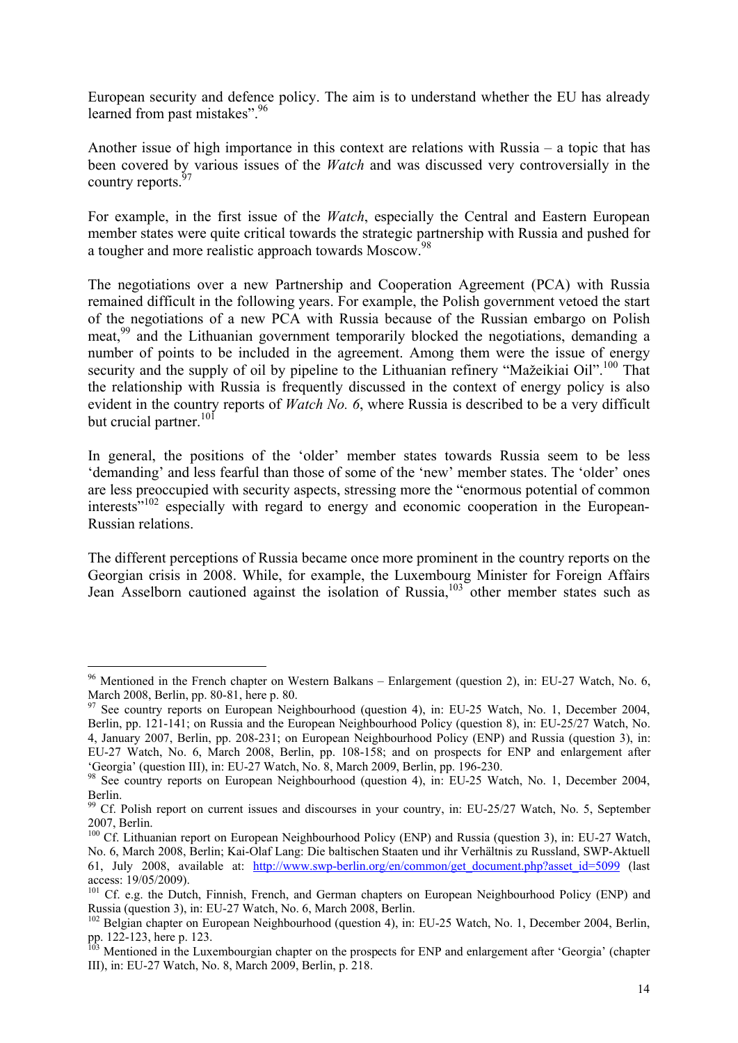European security and defence policy. The aim is to understand whether the EU has already learned from past mistakes".[96]

Another issue of high importance in this context are relations with Russia – a topic that has been covered by various issues of the *Watch* and was discussed very controversially in the country reports.[97]

For example, in the first issue of the *Watch*, especially the Central and Eastern European member states were quite critical towards the strategic partnership with Russia and pushed for a tougher and more realistic approach towards Moscow.[98]

The negotiations over a new Partnership and Cooperation Agreement (PCA) with Russia remained difficult in the following years. For example, the Polish government vetoed the start of the negotiations of a new PCA with Russia because of the Russian embargo on Polish meat,[99] and the Lithuanian government temporarily blocked the negotiations, demanding a number of points to be included in the agreement. Among them were the issue of energy security and the supply of oil by pipeline to the Lithuanian refinery "Mažeikiai Oil".[100] That the relationship with Russia is frequently discussed in the context of energy policy is also evident in the country reports of *Watch No. 6*, where Russia is described to be a very difficult but crucial partner.[101]

In general, the positions of the 'older' member states towards Russia seem to be less 'demanding' and less fearful than those of some of the 'new' member states. The 'older' ones are less preoccupied with security aspects, stressing more the "enormous potential of common interests"[102] especially with regard to energy and economic cooperation in the European-Russian relations.

The different perceptions of Russia became once more prominent in the country reports on the Georgian crisis in 2008. While, for example, the Luxembourg Minister for Foreign Affairs Jean Asselborn cautioned against the isolation of Russia,[103] other member states such as

---

[96] Mentioned in the French chapter on Western Balkans – Enlargement (question 2), in: EU-27 Watch, No. 6, March 2008, Berlin, pp. 80-81, here p. 80.

[97] See country reports on European Neighbourhood (question 4), in: EU-25 Watch, No. 1, December 2004, Berlin, pp. 121-141; on Russia and the European Neighbourhood Policy (question 8), in: EU-25/27 Watch, No. 4, January 2007, Berlin, pp. 208-231; on European Neighbourhood Policy (ENP) and Russia (question 3), in: EU-27 Watch, No. 6, March 2008, Berlin, pp. 108-158; and on prospects for ENP and enlargement after 'Georgia' (question III), in: EU-27 Watch, No. 8, March 2009, Berlin, pp. 196-230.

[98] See country reports on European Neighbourhood (question 4), in: EU-25 Watch, No. 1, December 2004, Berlin.

[99] Cf. Polish report on current issues and discourses in your country, in: EU-25/27 Watch, No. 5, September 2007, Berlin.

[100] Cf. Lithuanian report on European Neighbourhood Policy (ENP) and Russia (question 3), in: EU-27 Watch, No. 6, March 2008, Berlin; Kai-Olaf Lang: Die baltischen Staaten und ihr Verhältnis zu Russland, SWP-Aktuell 61, July 2008, available at: http://www.swp-berlin.org/en/common/get_document.php?asset_id=5099 (last access: 19/05/2009).

[101] Cf. e.g. the Dutch, Finnish, French, and German chapters on European Neighbourhood Policy (ENP) and Russia (question 3), in: EU-27 Watch, No. 6, March 2008, Berlin.

[102] Belgian chapter on European Neighbourhood (question 4), in: EU-25 Watch, No. 1, December 2004, Berlin, pp. 122-123, here p. 123.

[103] Mentioned in the Luxembourgian chapter on the prospects for ENP and enlargement after 'Georgia' (chapter III), in: EU-27 Watch, No. 8, March 2009, Berlin, p. 218.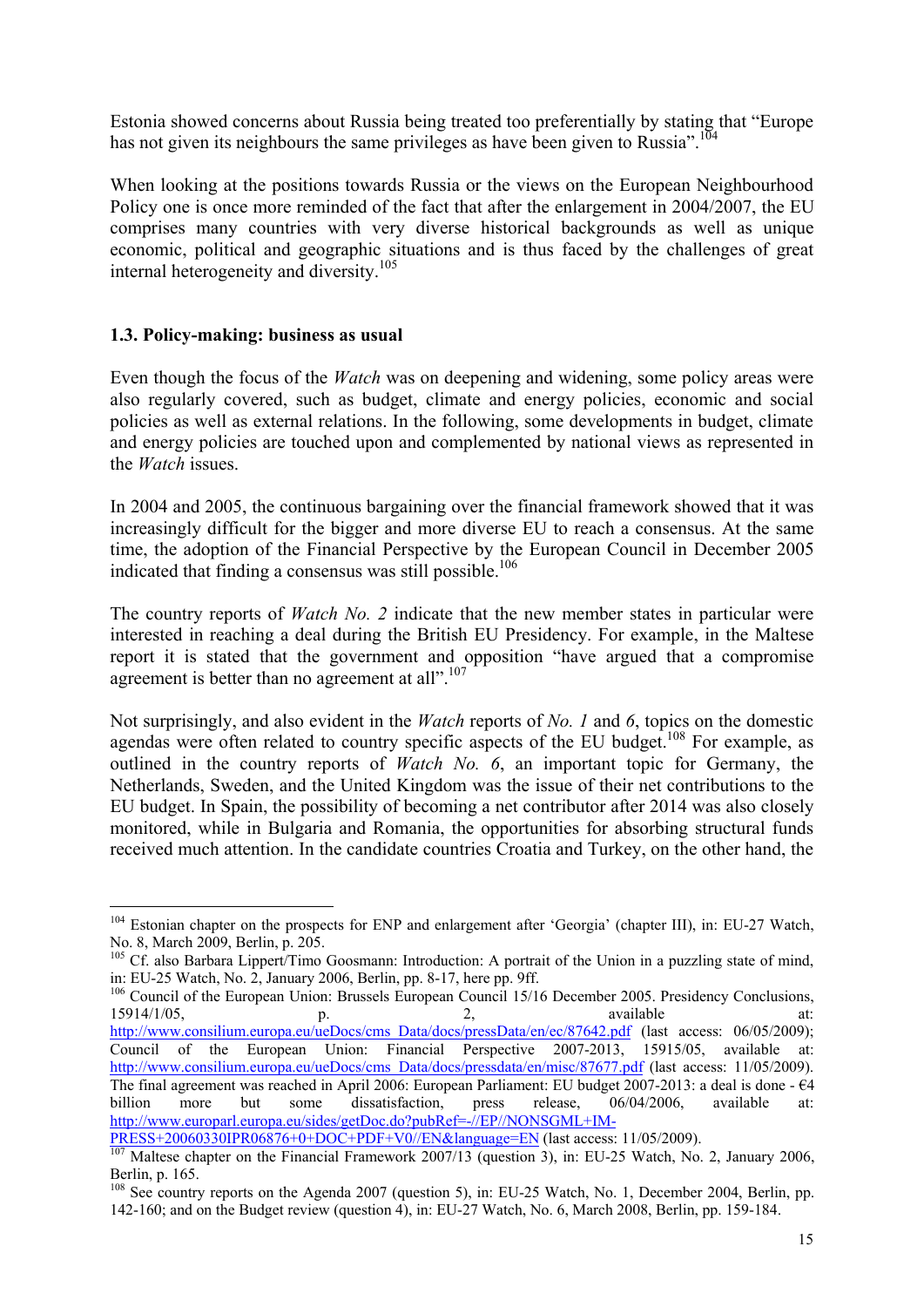Estonia showed concerns about Russia being treated too preferentially by stating that "Europe has not given its neighbours the same privileges as have been given to Russia".[104]

When looking at the positions towards Russia or the views on the European Neighbourhood Policy one is once more reminded of the fact that after the enlargement in 2004/2007, the EU comprises many countries with very diverse historical backgrounds as well as unique economic, political and geographic situations and is thus faced by the challenges of great internal heterogeneity and diversity.[105]

### 1.3. Policy-making: business as usual

Even though the focus of the *Watch* was on deepening and widening, some policy areas were also regularly covered, such as budget, climate and energy policies, economic and social policies as well as external relations. In the following, some developments in budget, climate and energy policies are touched upon and complemented by national views as represented in the *Watch* issues.

In 2004 and 2005, the continuous bargaining over the financial framework showed that it was increasingly difficult for the bigger and more diverse EU to reach a consensus. At the same time, the adoption of the Financial Perspective by the European Council in December 2005 indicated that finding a consensus was still possible.[106]

The country reports of *Watch No. 2* indicate that the new member states in particular were interested in reaching a deal during the British EU Presidency. For example, in the Maltese report it is stated that the government and opposition "have argued that a compromise agreement is better than no agreement at all".[107]

Not surprisingly, and also evident in the *Watch* reports of *No. 1* and *6*, topics on the domestic agendas were often related to country specific aspects of the EU budget.[108] For example, as outlined in the country reports of *Watch No. 6*, an important topic for Germany, the Netherlands, Sweden, and the United Kingdom was the issue of their net contributions to the EU budget. In Spain, the possibility of becoming a net contributor after 2014 was also closely monitored, while in Bulgaria and Romania, the opportunities for absorbing structural funds received much attention. In the candidate countries Croatia and Turkey, on the other hand, the

---

[104] Estonian chapter on the prospects for ENP and enlargement after 'Georgia' (chapter III), in: EU-27 Watch, No. 8, March 2009, Berlin, p. 205.

[105] Cf. also Barbara Lippert/Timo Goosmann: Introduction: A portrait of the Union in a puzzling state of mind, in: EU-25 Watch, No. 2, January 2006, Berlin, pp. 8-17, here pp. 9ff.

[106] Council of the European Union: Brussels European Council 15/16 December 2005. Presidency Conclusions, 15914/1/05, p. 2, available at: http://www.consilium.europa.eu/ueDocs/cms_Data/docs/pressData/en/ec/87642.pdf (last access: 06/05/2009); Council of the European Union: Financial Perspective 2007-2013, 15915/05, available at: http://www.consilium.europa.eu/ueDocs/cms_Data/docs/pressdata/en/misc/87677.pdf (last access: 11/05/2009). The final agreement was reached in April 2006: European Parliament: EU budget 2007-2013: a deal is done - €4 billion more but some dissatisfaction, press release, 06/04/2006, available at: http://www.europarl.europa.eu/sides/getDoc.do?pubRef=-//EP//NONSGML+IM-PRESS+20060330IPR06876+0+DOC+PDF+V0//EN&language=EN (last access: 11/05/2009).

[107] Maltese chapter on the Financial Framework 2007/13 (question 3), in: EU-25 Watch, No. 2, January 2006, Berlin, p. 165.

[108] See country reports on the Agenda 2007 (question 5), in: EU-25 Watch, No. 1, December 2004, Berlin, pp. 142-160; and on the Budget review (question 4), in: EU-27 Watch, No. 6, March 2008, Berlin, pp. 159-184.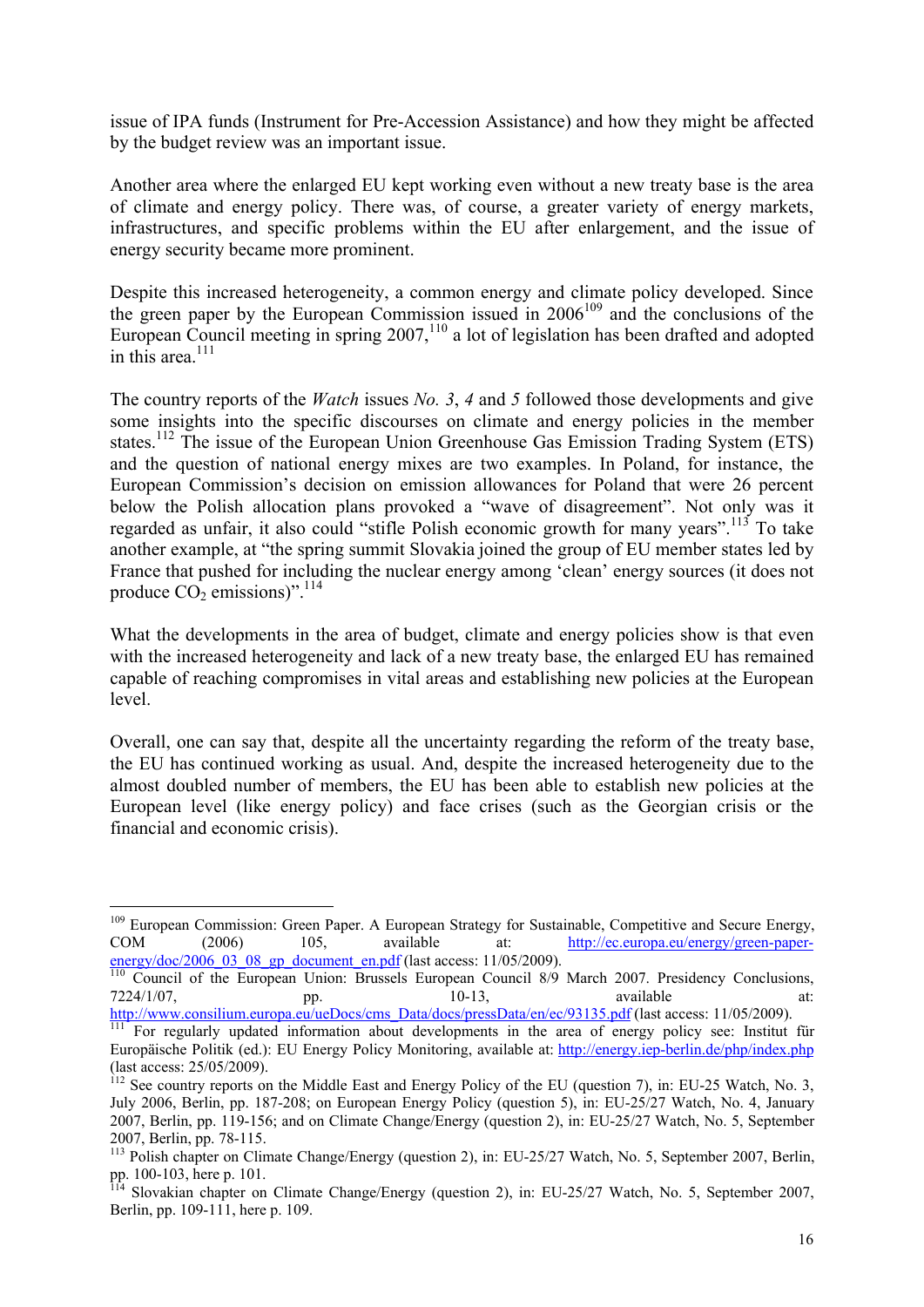issue of IPA funds (Instrument for Pre-Accession Assistance) and how they might be affected by the budget review was an important issue.

Another area where the enlarged EU kept working even without a new treaty base is the area of climate and energy policy. There was, of course, a greater variety of energy markets, infrastructures, and specific problems within the EU after enlargement, and the issue of energy security became more prominent.

Despite this increased heterogeneity, a common energy and climate policy developed. Since the green paper by the European Commission issued in 2006[109] and the conclusions of the European Council meeting in spring 2007,[110] a lot of legislation has been drafted and adopted in this area.[111]

The country reports of the *Watch* issues *No. 3*, *4* and *5* followed those developments and give some insights into the specific discourses on climate and energy policies in the member states.[112] The issue of the European Union Greenhouse Gas Emission Trading System (ETS) and the question of national energy mixes are two examples. In Poland, for instance, the European Commission's decision on emission allowances for Poland that were 26 percent below the Polish allocation plans provoked a "wave of disagreement". Not only was it regarded as unfair, it also could "stifle Polish economic growth for many years".[113] To take another example, at "the spring summit Slovakia joined the group of EU member states led by France that pushed for including the nuclear energy among 'clean' energy sources (it does not produce $CO_2$ emissions)".[114]

What the developments in the area of budget, climate and energy policies show is that even with the increased heterogeneity and lack of a new treaty base, the enlarged EU has remained capable of reaching compromises in vital areas and establishing new policies at the European level.

Overall, one can say that, despite all the uncertainty regarding the reform of the treaty base, the EU has continued working as usual. And, despite the increased heterogeneity due to the almost doubled number of members, the EU has been able to establish new policies at the European level (like energy policy) and face crises (such as the Georgian crisis or the financial and economic crisis).

---

[109] European Commission: Green Paper. A European Strategy for Sustainable, Competitive and Secure Energy, COM (2006) 105, available at: http://ec.europa.eu/energy/green-paper-energy/doc/2006_03_08_gp_document_en.pdf (last access: 11/05/2009).

[110] Council of the European Union: Brussels European Council 8/9 March 2007. Presidency Conclusions, 7224/1/07, pp. 10-13, available at: http://www.consilium.europa.eu/ueDocs/cms_Data/docs/pressData/en/ec/93135.pdf (last access: 11/05/2009).

[111] For regularly updated information about developments in the area of energy policy see: Institut für Europäische Politik (ed.): EU Energy Policy Monitoring, available at: http://energy.iep-berlin.de/php/index.php (last access: 25/05/2009).

[112] See country reports on the Middle East and Energy Policy of the EU (question 7), in: EU-25 Watch, No. 3, July 2006, Berlin, pp. 187-208; on European Energy Policy (question 5), in: EU-25/27 Watch, No. 4, January 2007, Berlin, pp. 119-156; and on Climate Change/Energy (question 2), in: EU-25/27 Watch, No. 5, September 2007, Berlin, pp. 78-115.

[113] Polish chapter on Climate Change/Energy (question 2), in: EU-25/27 Watch, No. 5, September 2007, Berlin, pp. 100-103, here p. 101.

[114] Slovakian chapter on Climate Change/Energy (question 2), in: EU-25/27 Watch, No. 5, September 2007, Berlin, pp. 109-111, here p. 109.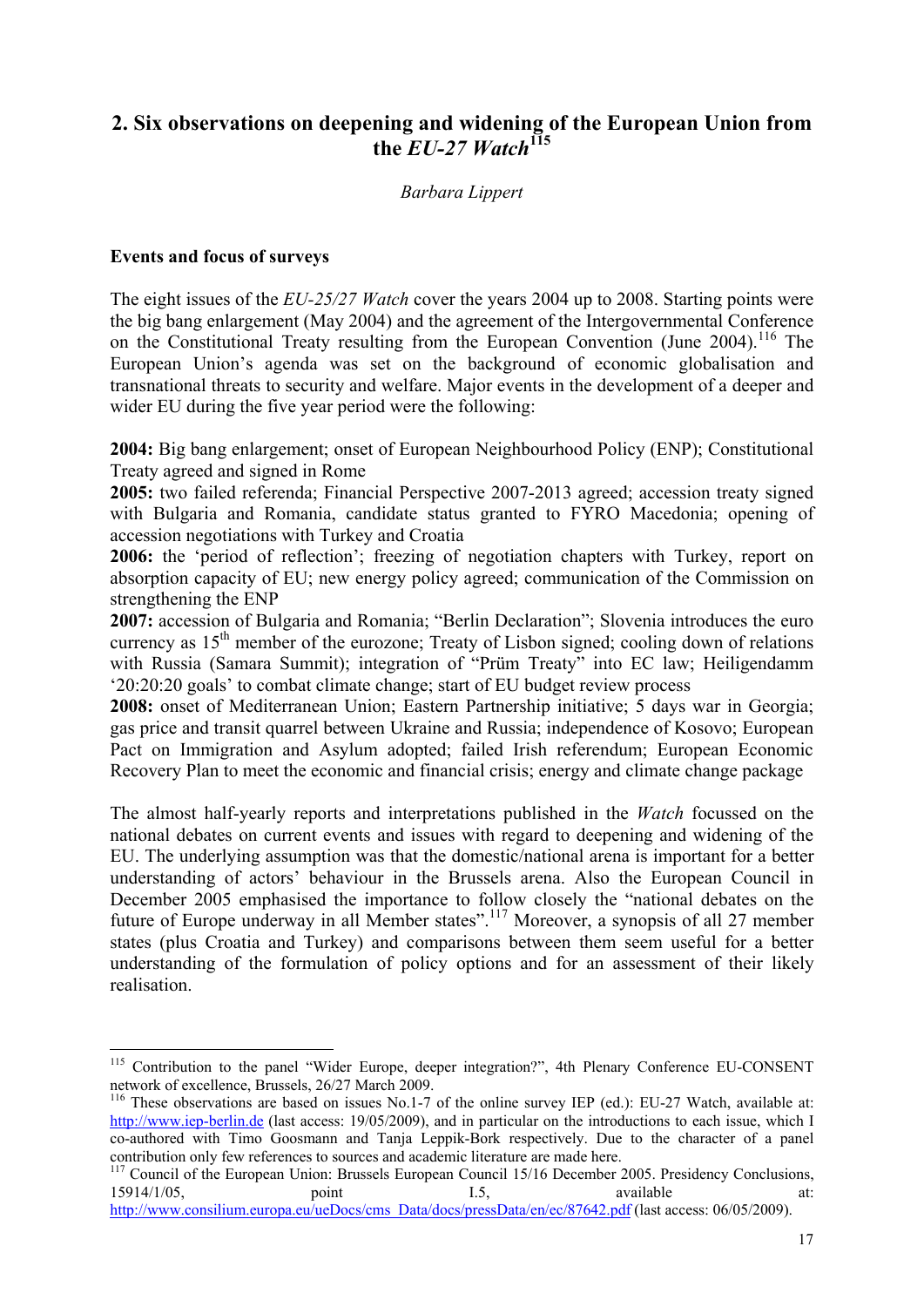## 2. Six observations on deepening and widening of the European Union from the *EU-27 Watch*[115]

*Barbara Lippert*

**Events and focus of surveys**

The eight issues of the *EU-25/27 Watch* cover the years 2004 up to 2008. Starting points were the big bang enlargement (May 2004) and the agreement of the Intergovernmental Conference on the Constitutional Treaty resulting from the European Convention (June 2004).[116] The European Union's agenda was set on the background of economic globalisation and transnational threats to security and welfare. Major events in the development of a deeper and wider EU during the five year period were the following:

**2004:** Big bang enlargement; onset of European Neighbourhood Policy (ENP); Constitutional Treaty agreed and signed in Rome
**2005:** two failed referenda; Financial Perspective 2007-2013 agreed; accession treaty signed with Bulgaria and Romania, candidate status granted to FYRO Macedonia; opening of accession negotiations with Turkey and Croatia
**2006:** the 'period of reflection'; freezing of negotiation chapters with Turkey, report on absorption capacity of EU; new energy policy agreed; communication of the Commission on strengthening the ENP
**2007:** accession of Bulgaria and Romania; "Berlin Declaration"; Slovenia introduces the euro currency as 15th member of the eurozone; Treaty of Lisbon signed; cooling down of relations with Russia (Samara Summit); integration of "Prüm Treaty" into EC law; Heiligendamm '20:20:20 goals' to combat climate change; start of EU budget review process
**2008:** onset of Mediterranean Union; Eastern Partnership initiative; 5 days war in Georgia; gas price and transit quarrel between Ukraine and Russia; independence of Kosovo; European Pact on Immigration and Asylum adopted; failed Irish referendum; European Economic Recovery Plan to meet the economic and financial crisis; energy and climate change package

The almost half-yearly reports and interpretations published in the *Watch* focussed on the national debates on current events and issues with regard to deepening and widening of the EU. The underlying assumption was that the domestic/national arena is important for a better understanding of actors' behaviour in the Brussels arena. Also the European Council in December 2005 emphasised the importance to follow closely the "national debates on the future of Europe underway in all Member states".[117] Moreover, a synopsis of all 27 member states (plus Croatia and Turkey) and comparisons between them seem useful for a better understanding of the formulation of policy options and for an assessment of their likely realisation.

---

[115] Contribution to the panel "Wider Europe, deeper integration?", 4th Plenary Conference EU-CONSENT network of excellence, Brussels, 26/27 March 2009.

[116] These observations are based on issues No.1-7 of the online survey IEP (ed.): EU-27 Watch, available at: http://www.iep-berlin.de (last access: 19/05/2009), and in particular on the introductions to each issue, which I co-authored with Timo Goosmann and Tanja Leppik-Bork respectively. Due to the character of a panel contribution only few references to sources and academic literature are made here.

[117] Council of the European Union: Brussels European Council 15/16 December 2005. Presidency Conclusions, 15914/1/05, point I.5, available at: http://www.consilium.europa.eu/ueDocs/cms_Data/docs/pressData/en/ec/87642.pdf (last access: 06/05/2009).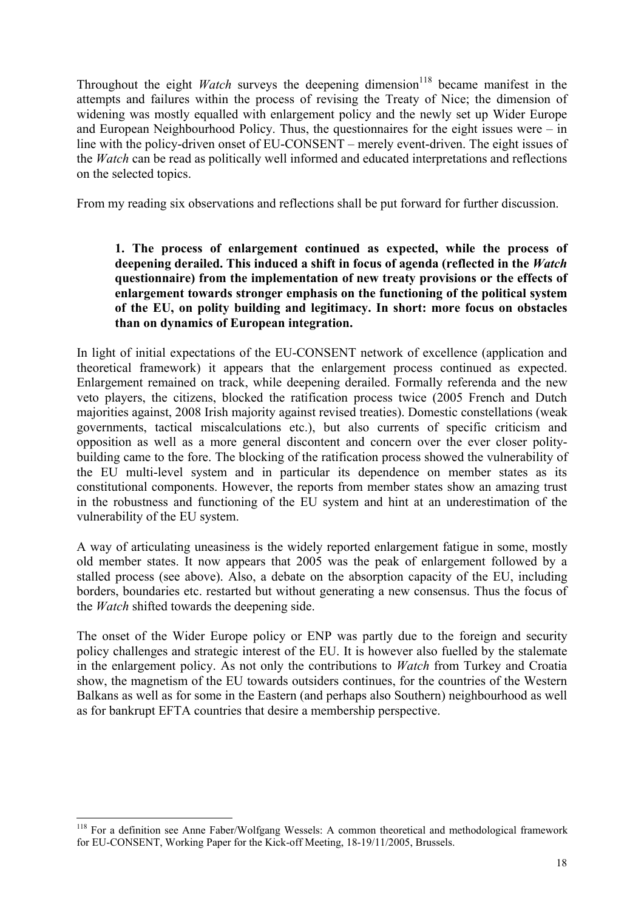Throughout the eight *Watch* surveys the deepening dimension[118] became manifest in the attempts and failures within the process of revising the Treaty of Nice; the dimension of widening was mostly equalled with enlargement policy and the newly set up Wider Europe and European Neighbourhood Policy. Thus, the questionnaires for the eight issues were – in line with the policy-driven onset of EU-CONSENT – merely event-driven. The eight issues of the *Watch* can be read as politically well informed and educated interpretations and reflections on the selected topics.

From my reading six observations and reflections shall be put forward for further discussion.

> **1. The process of enlargement continued as expected, while the process of deepening derailed. This induced a shift in focus of agenda (reflected in the *Watch* questionnaire) from the implementation of new treaty provisions or the effects of enlargement towards stronger emphasis on the functioning of the political system of the EU, on polity building and legitimacy. In short: more focus on obstacles than on dynamics of European integration.**

In light of initial expectations of the EU-CONSENT network of excellence (application and theoretical framework) it appears that the enlargement process continued as expected. Enlargement remained on track, while deepening derailed. Formally referenda and the new veto players, the citizens, blocked the ratification process twice (2005 French and Dutch majorities against, 2008 Irish majority against revised treaties). Domestic constellations (weak governments, tactical miscalculations etc.), but also currents of specific criticism and opposition as well as a more general discontent and concern over the ever closer polity-building came to the fore. The blocking of the ratification process showed the vulnerability of the EU multi-level system and in particular its dependence on member states as its constitutional components. However, the reports from member states show an amazing trust in the robustness and functioning of the EU system and hint at an underestimation of the vulnerability of the EU system.

A way of articulating uneasiness is the widely reported enlargement fatigue in some, mostly old member states. It now appears that 2005 was the peak of enlargement followed by a stalled process (see above). Also, a debate on the absorption capacity of the EU, including borders, boundaries etc. restarted but without generating a new consensus. Thus the focus of the *Watch* shifted towards the deepening side.

The onset of the Wider Europe policy or ENP was partly due to the foreign and security policy challenges and strategic interest of the EU. It is however also fuelled by the stalemate in the enlargement policy. As not only the contributions to *Watch* from Turkey and Croatia show, the magnetism of the EU towards outsiders continues, for the countries of the Western Balkans as well as for some in the Eastern (and perhaps also Southern) neighbourhood as well as for bankrupt EFTA countries that desire a membership perspective.

---

[118] For a definition see Anne Faber/Wolfgang Wessels: A common theoretical and methodological framework for EU-CONSENT, Working Paper for the Kick-off Meeting, 18-19/11/2005, Brussels.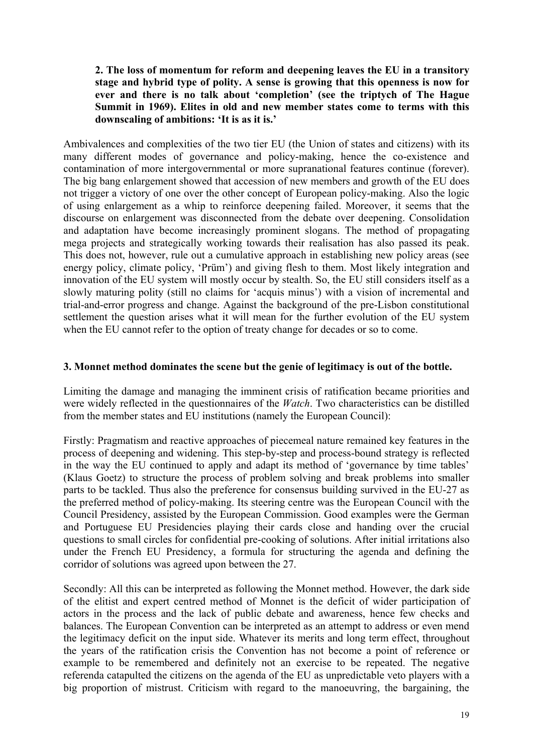**2. The loss of momentum for reform and deepening leaves the EU in a transitory stage and hybrid type of polity. A sense is growing that this openness is now for ever and there is no talk about 'completion' (see the triptych of The Hague Summit in 1969). Elites in old and new member states come to terms with this downscaling of ambitions: 'It is as it is.'**

Ambivalences and complexities of the two tier EU (the Union of states and citizens) with its many different modes of governance and policy-making, hence the co-existence and contamination of more intergovernmental or more supranational features continue (forever). The big bang enlargement showed that accession of new members and growth of the EU does not trigger a victory of one over the other concept of European policy-making. Also the logic of using enlargement as a whip to reinforce deepening failed. Moreover, it seems that the discourse on enlargement was disconnected from the debate over deepening. Consolidation and adaptation have become increasingly prominent slogans. The method of propagating mega projects and strategically working towards their realisation has also passed its peak. This does not, however, rule out a cumulative approach in establishing new policy areas (see energy policy, climate policy, 'Prüm') and giving flesh to them. Most likely integration and innovation of the EU system will mostly occur by stealth. So, the EU still considers itself as a slowly maturing polity (still no claims for 'acquis minus') with a vision of incremental and trial-and-error progress and change. Against the background of the pre-Lisbon constitutional settlement the question arises what it will mean for the further evolution of the EU system when the EU cannot refer to the option of treaty change for decades or so to come.

**3. Monnet method dominates the scene but the genie of legitimacy is out of the bottle.**

Limiting the damage and managing the imminent crisis of ratification became priorities and were widely reflected in the questionnaires of the *Watch*. Two characteristics can be distilled from the member states and EU institutions (namely the European Council):

Firstly: Pragmatism and reactive approaches of piecemeal nature remained key features in the process of deepening and widening. This step-by-step and process-bound strategy is reflected in the way the EU continued to apply and adapt its method of 'governance by time tables' (Klaus Goetz) to structure the process of problem solving and break problems into smaller parts to be tackled. Thus also the preference for consensus building survived in the EU-27 as the preferred method of policy-making. Its steering centre was the European Council with the Council Presidency, assisted by the European Commission. Good examples were the German and Portuguese EU Presidencies playing their cards close and handing over the crucial questions to small circles for confidential pre-cooking of solutions. After initial irritations also under the French EU Presidency, a formula for structuring the agenda and defining the corridor of solutions was agreed upon between the 27.

Secondly: All this can be interpreted as following the Monnet method. However, the dark side of the elitist and expert centred method of Monnet is the deficit of wider participation of actors in the process and the lack of public debate and awareness, hence few checks and balances. The European Convention can be interpreted as an attempt to address or even mend the legitimacy deficit on the input side. Whatever its merits and long term effect, throughout the years of the ratification crisis the Convention has not become a point of reference or example to be remembered and definitely not an exercise to be repeated. The negative referenda catapulted the citizens on the agenda of the EU as unpredictable veto players with a big proportion of mistrust. Criticism with regard to the manoeuvring, the bargaining, the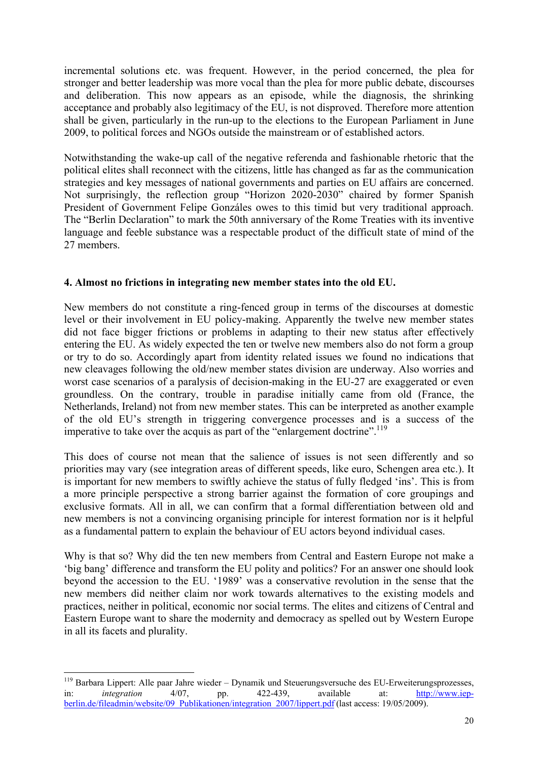incremental solutions etc. was frequent. However, in the period concerned, the plea for stronger and better leadership was more vocal than the plea for more public debate, discourses and deliberation. This now appears as an episode, while the diagnosis, the shrinking acceptance and probably also legitimacy of the EU, is not disproved. Therefore more attention shall be given, particularly in the run-up to the elections to the European Parliament in June 2009, to political forces and NGOs outside the mainstream or of established actors.

Notwithstanding the wake-up call of the negative referenda and fashionable rhetoric that the political elites shall reconnect with the citizens, little has changed as far as the communication strategies and key messages of national governments and parties on EU affairs are concerned. Not surprisingly, the reflection group "Horizon 2020-2030" chaired by former Spanish President of Government Felipe Gonzáles owes to this timid but very traditional approach. The "Berlin Declaration" to mark the 50th anniversary of the Rome Treaties with its inventive language and feeble substance was a respectable product of the difficult state of mind of the 27 members.

#### 4. Almost no frictions in integrating new member states into the old EU.

New members do not constitute a ring-fenced group in terms of the discourses at domestic level or their involvement in EU policy-making. Apparently the twelve new member states did not face bigger frictions or problems in adapting to their new status after effectively entering the EU. As widely expected the ten or twelve new members also do not form a group or try to do so. Accordingly apart from identity related issues we found no indications that new cleavages following the old/new member states division are underway. Also worries and worst case scenarios of a paralysis of decision-making in the EU-27 are exaggerated or even groundless. On the contrary, trouble in paradise initially came from old (France, the Netherlands, Ireland) not from new member states. This can be interpreted as another example of the old EU's strength in triggering convergence processes and is a success of the imperative to take over the acquis as part of the "enlargement doctrine".[119]

This does of course not mean that the salience of issues is not seen differently and so priorities may vary (see integration areas of different speeds, like euro, Schengen area etc.). It is important for new members to swiftly achieve the status of fully fledged 'ins'. This is from a more principle perspective a strong barrier against the formation of core groupings and exclusive formats. All in all, we can confirm that a formal differentiation between old and new members is not a convincing organising principle for interest formation nor is it helpful as a fundamental pattern to explain the behaviour of EU actors beyond individual cases.

Why is that so? Why did the ten new members from Central and Eastern Europe not make a 'big bang' difference and transform the EU polity and politics? For an answer one should look beyond the accession to the EU. '1989' was a conservative revolution in the sense that the new members did neither claim nor work towards alternatives to the existing models and practices, neither in political, economic nor social terms. The elites and citizens of Central and Eastern Europe want to share the modernity and democracy as spelled out by Western Europe in all its facets and plurality.

---

[119] Barbara Lippert: Alle paar Jahre wieder – Dynamik und Steuerungsversuche des EU-Erweiterungsprozesses, in: *integration* 4/07, pp. 422-439, available at: http://www.iep-berlin.de/fileadmin/website/09_Publikationen/integration_2007/lippert.pdf (last access: 19/05/2009).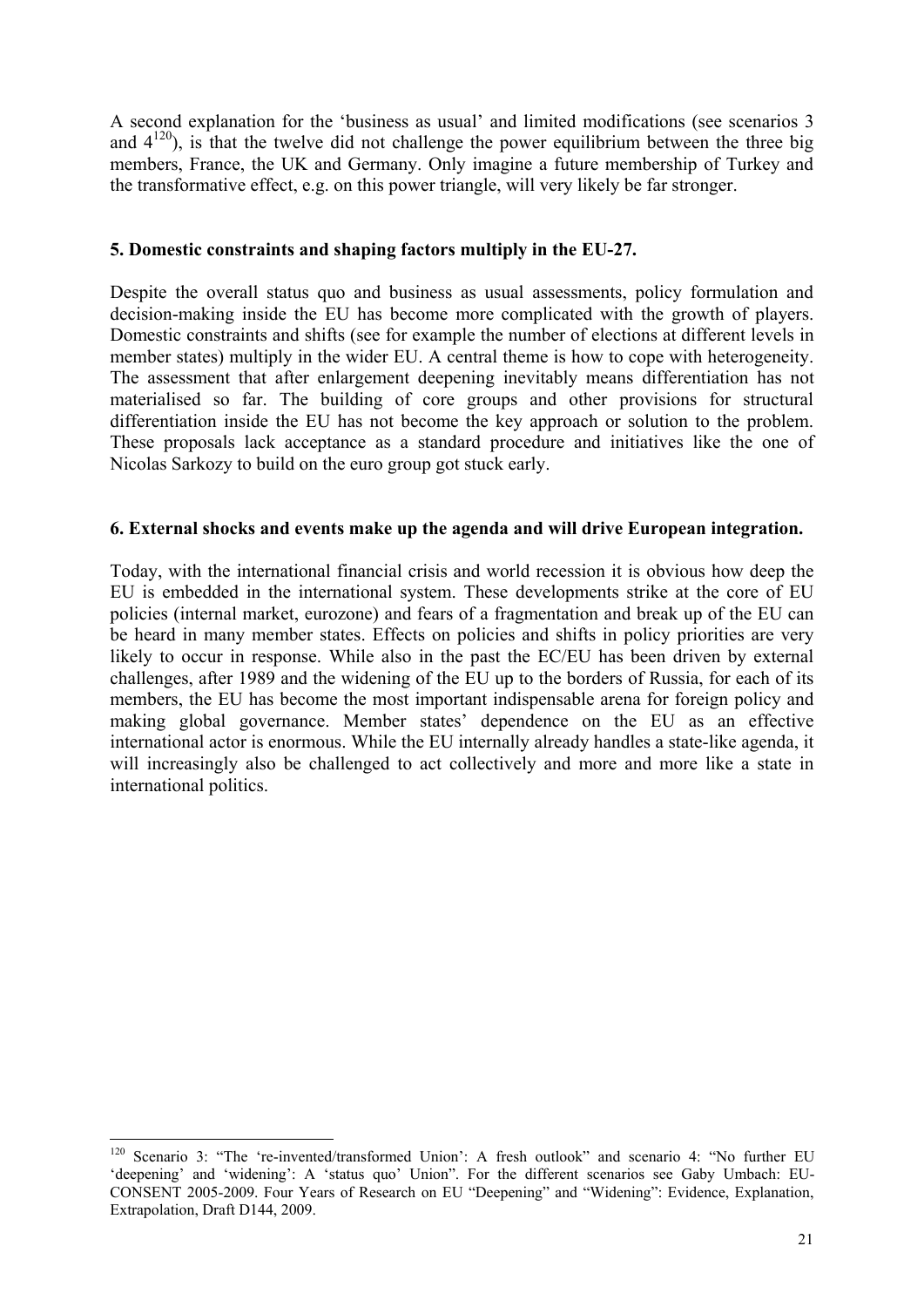A second explanation for the 'business as usual' and limited modifications (see scenarios 3 and 4[120]), is that the twelve did not challenge the power equilibrium between the three big members, France, the UK and Germany. Only imagine a future membership of Turkey and the transformative effect, e.g. on this power triangle, will very likely be far stronger.

**5. Domestic constraints and shaping factors multiply in the EU-27.**

Despite the overall status quo and business as usual assessments, policy formulation and decision-making inside the EU has become more complicated with the growth of players. Domestic constraints and shifts (see for example the number of elections at different levels in member states) multiply in the wider EU. A central theme is how to cope with heterogeneity. The assessment that after enlargement deepening inevitably means differentiation has not materialised so far. The building of core groups and other provisions for structural differentiation inside the EU has not become the key approach or solution to the problem. These proposals lack acceptance as a standard procedure and initiatives like the one of Nicolas Sarkozy to build on the euro group got stuck early.

**6. External shocks and events make up the agenda and will drive European integration.**

Today, with the international financial crisis and world recession it is obvious how deep the EU is embedded in the international system. These developments strike at the core of EU policies (internal market, eurozone) and fears of a fragmentation and break up of the EU can be heard in many member states. Effects on policies and shifts in policy priorities are very likely to occur in response. While also in the past the EC/EU has been driven by external challenges, after 1989 and the widening of the EU up to the borders of Russia, for each of its members, the EU has become the most important indispensable arena for foreign policy and making global governance. Member states' dependence on the EU as an effective international actor is enormous. While the EU internally already handles a state-like agenda, it will increasingly also be challenged to act collectively and more and more like a state in international politics.

---

[120] Scenario 3: "The 're-invented/transformed Union': A fresh outlook" and scenario 4: "No further EU 'deepening' and 'widening': A 'status quo' Union". For the different scenarios see Gaby Umbach: EU-CONSENT 2005-2009. Four Years of Research on EU "Deepening" and "Widening": Evidence, Explanation, Extrapolation, Draft D144, 2009.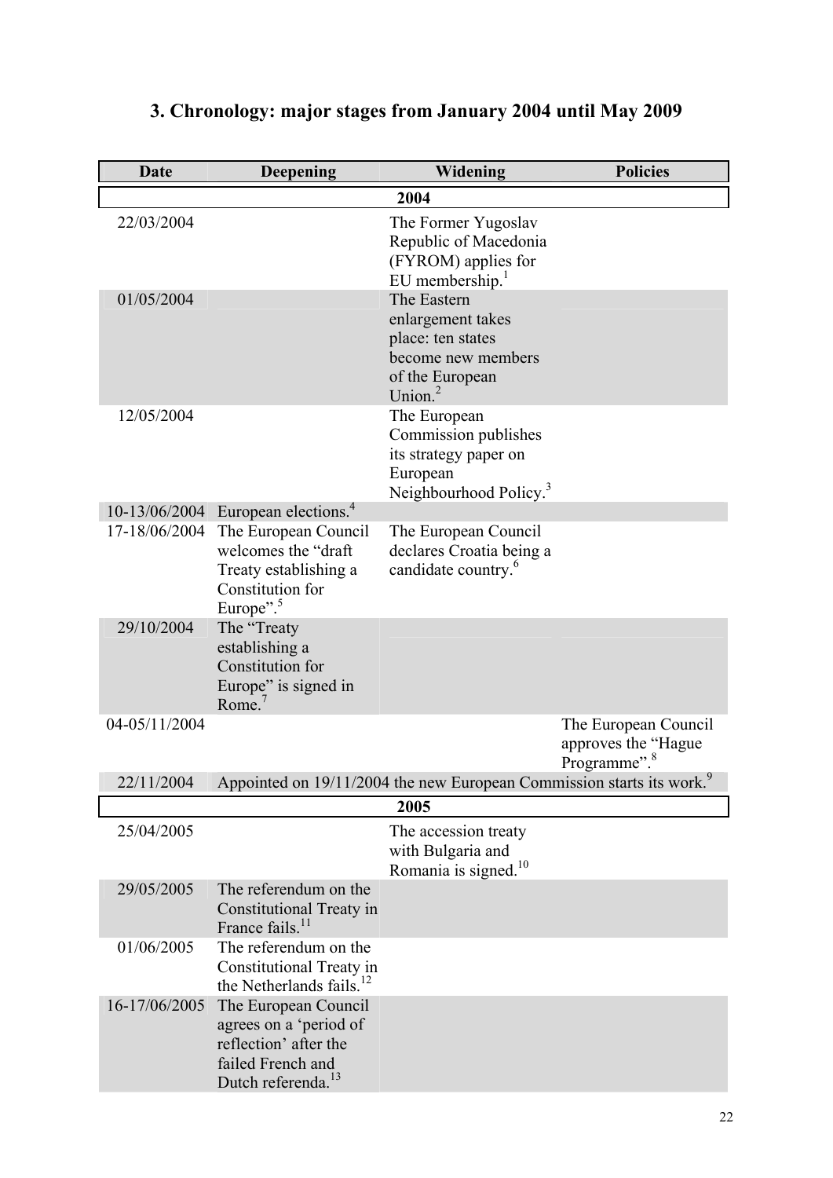# 3. Chronology: major stages from January 2004 until May 2009

| Date | Deepening | Widening | Policies |
|---|---|---|---|
| **2004** | | | |
| 22/03/2004 | | The Former Yugoslav Republic of Macedonia (FYROM) applies for EU membership.[1] | |
| 01/05/2004 | | The Eastern enlargement takes place: ten states become new members of the European Union.[2] | |
| 12/05/2004 | | The European Commission publishes its strategy paper on European Neighbourhood Policy.[3] | |
| 10-13/06/2004 | European elections.[4] | | |
| 17-18/06/2004 | The European Council welcomes the "draft Treaty establishing a Constitution for Europe".[5] | The European Council declares Croatia being a candidate country.[6] | |
| 29/10/2004 | The "Treaty establishing a Constitution for Europe" is signed in Rome.[7] | | |
| 04-05/11/2004 | | | The European Council approves the "Hague Programme".[8] |
| 22/11/2004 | Appointed on 19/11/2004 the new European Commission starts its work.[9] | | |
| **2005** | | | |
| 25/04/2005 | | The accession treaty with Bulgaria and Romania is signed.[10] | |
| 29/05/2005 | The referendum on the Constitutional Treaty in France fails.[11] | | |
| 01/06/2005 | The referendum on the Constitutional Treaty in the Netherlands fails.[12] | | |
| 16-17/06/2005 | The European Council agrees on a 'period of reflection' after the failed French and Dutch referenda.[13] | | |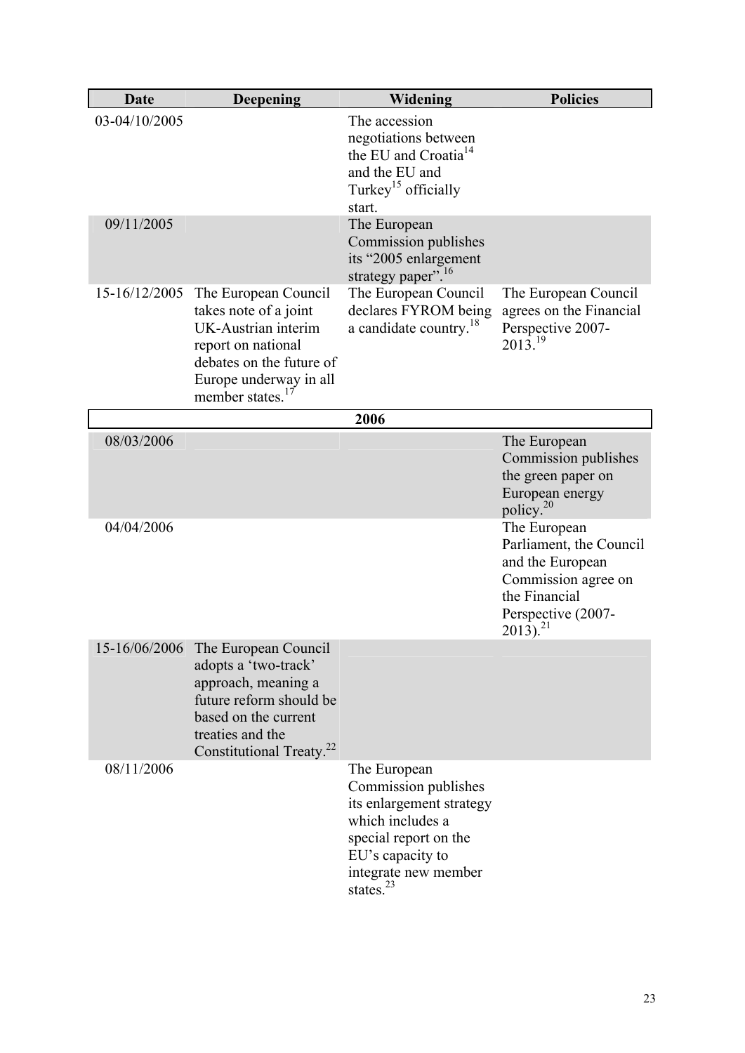| Date | Deepening | Widening | Policies |
|---|---|---|---|
| 03-04/10/2005 | | The accession negotiations between the EU and Croatia[14] and the EU and Turkey[15] officially start. | |
| 09/11/2005 | | The European Commission publishes its "2005 enlargement strategy paper".[16] | |
| 15-16/12/2005 | The European Council takes note of a joint UK-Austrian interim report on national debates on the future of Europe underway in all member states.[17] | The European Council declares FYROM being a candidate country.[18] | The European Council agrees on the Financial Perspective 2007-2013.[19] |
| **2006** | | | |
| 08/03/2006 | | | The European Commission publishes the green paper on European energy policy.[20] |
| 04/04/2006 | | | The European Parliament, the Council and the European Commission agree on the Financial Perspective (2007-2013).[21] |
| 15-16/06/2006 | The European Council adopts a 'two-track' approach, meaning a future reform should be based on the current treaties and the Constitutional Treaty.[22] | | |
| 08/11/2006 | | The European Commission publishes its enlargement strategy which includes a special report on the EU's capacity to integrate new member states.[23] | |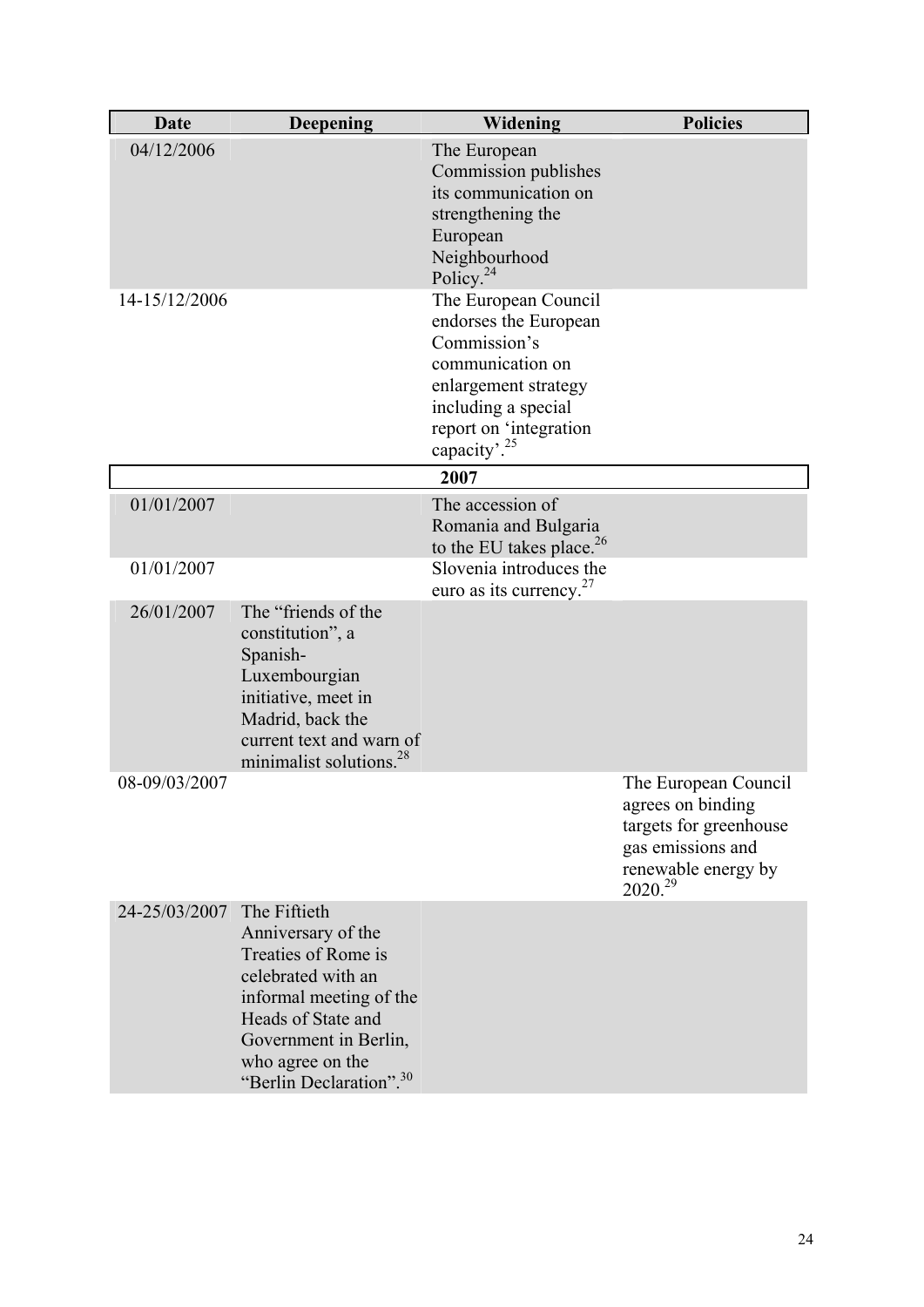| Date | Deepening | Widening | Policies |
| --- | --- | --- | --- |
| 04/12/2006 | | The European Commission publishes its communication on strengthening the European Neighbourhood Policy.[24] | |
| 14-15/12/2006 | | The European Council endorses the European Commission's communication on enlargement strategy including a special report on 'integration capacity'.[25] | |
| **2007** | | | |
| 01/01/2007 | | The accession of Romania and Bulgaria to the EU takes place.[26] | |
| 01/01/2007 | | Slovenia introduces the euro as its currency.[27] | |
| 26/01/2007 | The "friends of the constitution", a Spanish-Luxembourgian initiative, meet in Madrid, back the current text and warn of minimalist solutions.[28] | | |
| 08-09/03/2007 | | | The European Council agrees on binding targets for greenhouse gas emissions and renewable energy by 2020.[29] |
| 24-25/03/2007 | The Fiftieth Anniversary of the Treaties of Rome is celebrated with an informal meeting of the Heads of State and Government in Berlin, who agree on the "Berlin Declaration".[30] | | |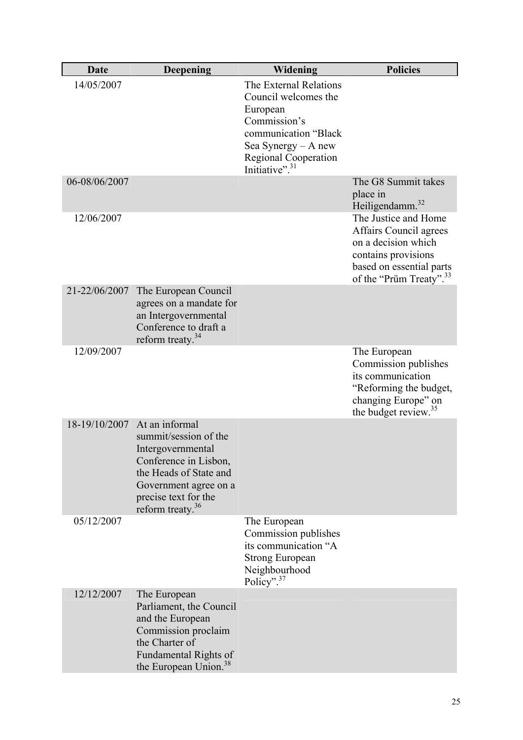| Date | Deepening | Widening | Policies |
|---|---|---|---|
| 14/05/2007 | | The External Relations Council welcomes the European Commission's communication "Black Sea Synergy – A new Regional Cooperation Initiative".[31] | |
| 06-08/06/2007 | | | The G8 Summit takes place in Heiligendamm.[32] |
| 12/06/2007 | | | The Justice and Home Affairs Council agrees on a decision which contains provisions based on essential parts of the "Prüm Treaty".[33] |
| 21-22/06/2007 | The European Council agrees on a mandate for an Intergovernmental Conference to draft a reform treaty.[34] | | |
| 12/09/2007 | | | The European Commission publishes its communication "Reforming the budget, changing Europe" on the budget review.[35] |
| 18-19/10/2007 | At an informal summit/session of the Intergovernmental Conference in Lisbon, the Heads of State and Government agree on a precise text for the reform treaty.[36] | | |
| 05/12/2007 | | The European Commission publishes its communication "A Strong European Neighbourhood Policy".[37] | |
| 12/12/2007 | The European Parliament, the Council and the European Commission proclaim the Charter of Fundamental Rights of the European Union.[38] | | |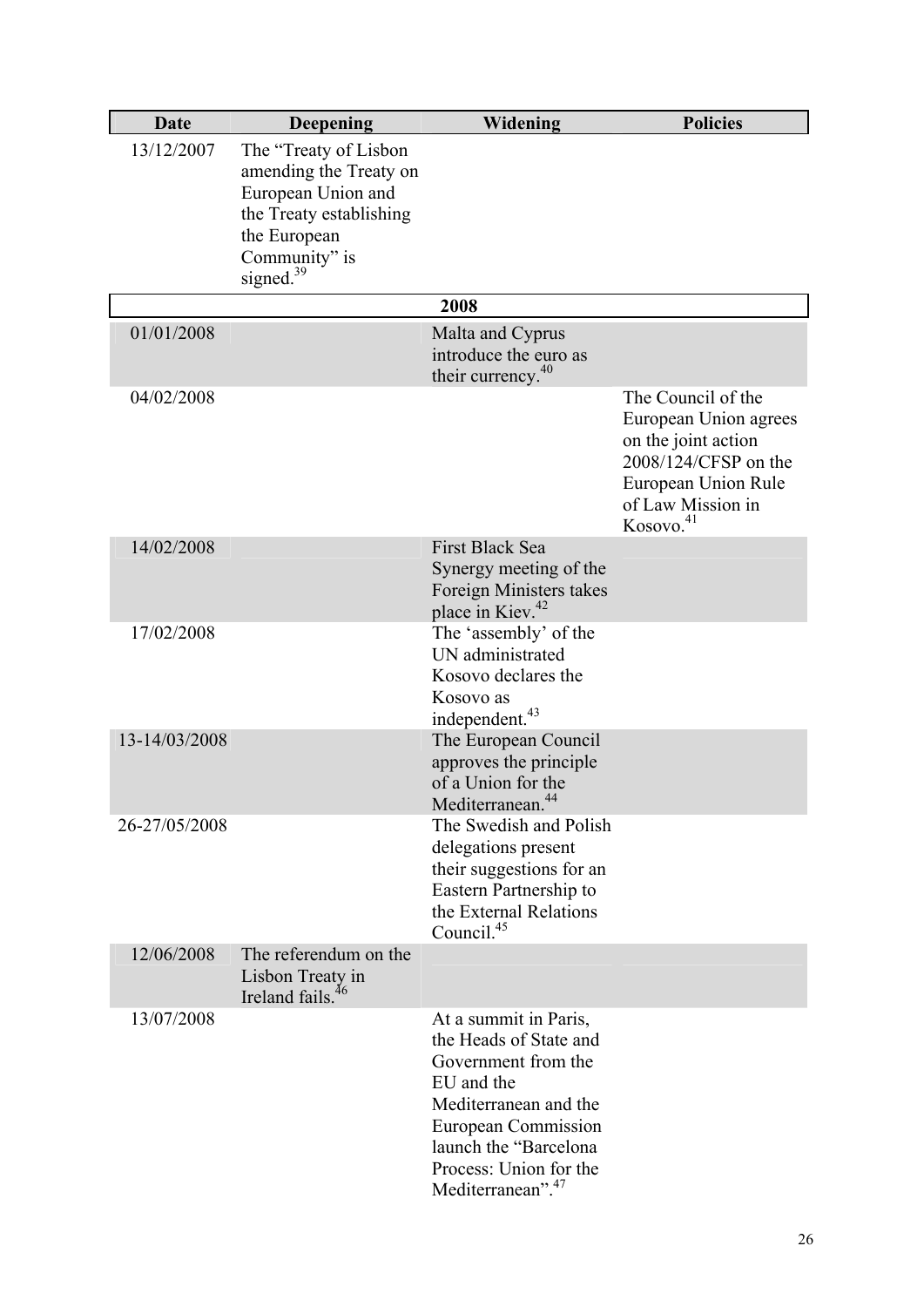| Date | Deepening | Widening | Policies |
|---|---|---|---|
| 13/12/2007 | The "Treaty of Lisbon amending the Treaty on European Union and the Treaty establishing the European Community" is signed.[39] | | |
| | | **2008** | |
| 01/01/2008 | | Malta and Cyprus introduce the euro as their currency.[40] | |
| 04/02/2008 | | | The Council of the European Union agrees on the joint action 2008/124/CFSP on the European Union Rule of Law Mission in Kosovo.[41] |
| 14/02/2008 | | First Black Sea Synergy meeting of the Foreign Ministers takes place in Kiev.[42] | |
| 17/02/2008 | | The 'assembly' of the UN administrated Kosovo declares the Kosovo as independent.[43] | |
| 13-14/03/2008 | | The European Council approves the principle of a Union for the Mediterranean.[44] | |
| 26-27/05/2008 | | The Swedish and Polish delegations present their suggestions for an Eastern Partnership to the External Relations Council.[45] | |
| 12/06/2008 | The referendum on the Lisbon Treaty in Ireland fails.[46] | | |
| 13/07/2008 | | At a summit in Paris, the Heads of State and Government from the EU and the Mediterranean and the European Commission launch the "Barcelona Process: Union for the Mediterranean".[47] | |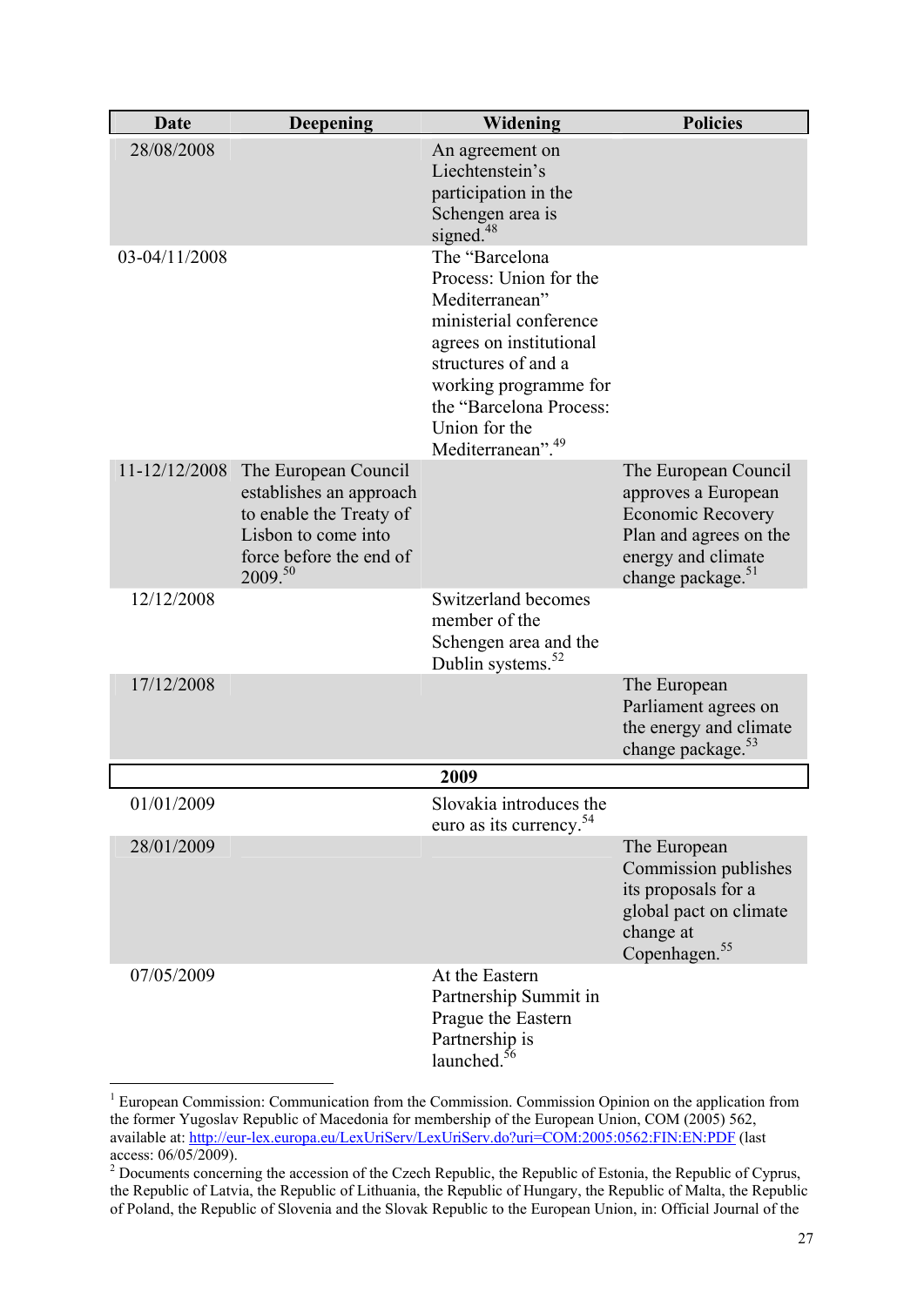| Date | Deepening | Widening | Policies |
|---|---|---|---|
| 28/08/2008 | | An agreement on Liechtenstein's participation in the Schengen area is signed.[48] | |
| 03-04/11/2008 | | The "Barcelona Process: Union for the Mediterranean" ministerial conference agrees on institutional structures of and a working programme for the "Barcelona Process: Union for the Mediterranean".[49] | |
| 11-12/12/2008 | The European Council establishes an approach to enable the Treaty of Lisbon to come into force before the end of 2009.[50] | | The European Council approves a European Economic Recovery Plan and agrees on the energy and climate change package.[51] |
| 12/12/2008 | | Switzerland becomes member of the Schengen area and the Dublin systems.[52] | |
| 17/12/2008 | | | The European Parliament agrees on the energy and climate change package.[53] |
| **2009** | | | |
| 01/01/2009 | | Slovakia introduces the euro as its currency.[54] | |
| 28/01/2009 | | | The European Commission publishes its proposals for a global pact on climate change at Copenhagen.[55] |
| 07/05/2009 | | At the Eastern Partnership Summit in Prague the Eastern Partnership is launched.[56] | |

---

[1] European Commission: Communication from the Commission. Commission Opinion on the application from the former Yugoslav Republic of Macedonia for membership of the European Union, COM (2005) 562, available at: http://eur-lex.europa.eu/LexUriServ/LexUriServ.do?uri=COM:2005:0562:FIN:EN:PDF (last access: 06/05/2009).

[2] Documents concerning the accession of the Czech Republic, the Republic of Estonia, the Republic of Cyprus, the Republic of Latvia, the Republic of Lithuania, the Republic of Hungary, the Republic of Malta, the Republic of Poland, the Republic of Slovenia and the Slovak Republic to the European Union, in: Official Journal of the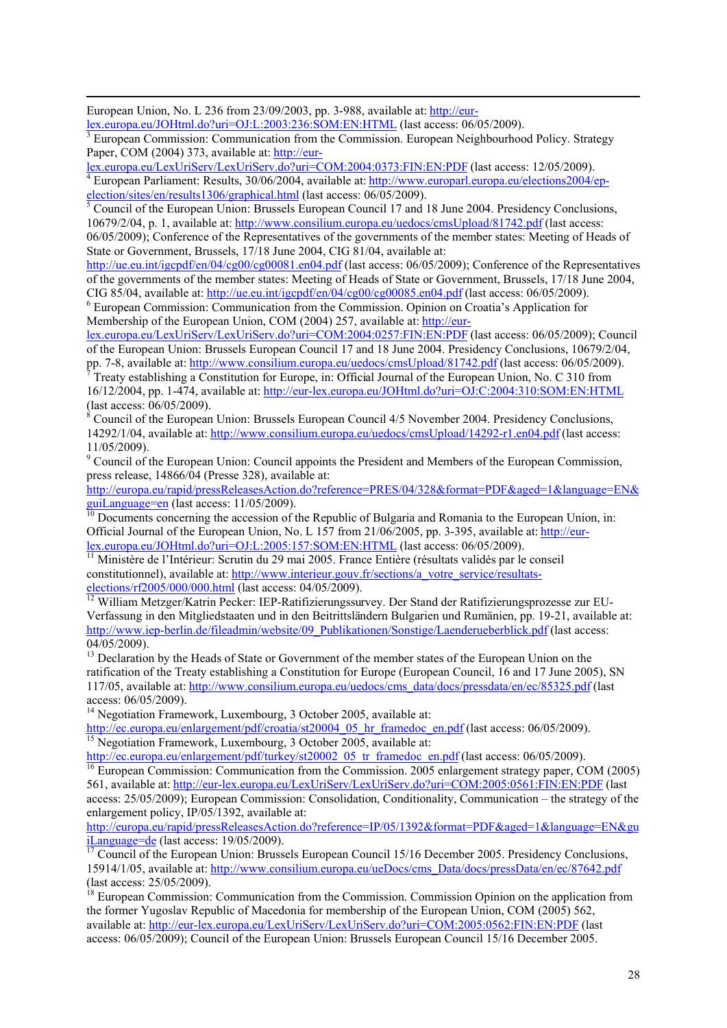European Union, No. L 236 from 23/09/2003, pp. 3-988, available at: http://eur-lex.europa.eu/JOHtml.do?uri=OJ:L:2003:236:SOM:EN:HTML (last access: 06/05/2009).

[3] European Commission: Communication from the Commission. European Neighbourhood Policy. Strategy Paper, COM (2004) 373, available at: http://eur-lex.europa.eu/LexUriServ/LexUriServ.do?uri=COM:2004:0373:FIN:EN:PDF (last access: 12/05/2009).

[4] European Parliament: Results, 30/06/2004, available at: http://www.europarl.europa.eu/elections2004/ep-election/sites/en/results1306/graphical.html (last access: 06/05/2009).

[5] Council of the European Union: Brussels European Council 17 and 18 June 2004. Presidency Conclusions, 10679/2/04, p. 1, available at: http://www.consilium.europa.eu/uedocs/cmsUpload/81742.pdf (last access: 06/05/2009); Conference of the Representatives of the governments of the member states: Meeting of Heads of State or Government, Brussels, 17/18 June 2004, CIG 81/04, available at: http://ue.eu.int/igcpdf/en/04/cg00/cg00081.en04.pdf (last access: 06/05/2009); Conference of the Representatives of the governments of the member states: Meeting of Heads of State or Government, Brussels, 17/18 June 2004, CIG 85/04, available at: http://ue.eu.int/igcpdf/en/04/cg00/cg00085.en04.pdf (last access: 06/05/2009).

[6] European Commission: Communication from the Commission. Opinion on Croatia's Application for Membership of the European Union, COM (2004) 257, available at: http://eur-lex.europa.eu/LexUriServ/LexUriServ.do?uri=COM:2004:0257:FIN:EN:PDF (last access: 06/05/2009); Council of the European Union: Brussels European Council 17 and 18 June 2004. Presidency Conclusions, 10679/2/04, pp. 7-8, available at: http://www.consilium.europa.eu/uedocs/cmsUpload/81742.pdf (last access: 06/05/2009).

[7] Treaty establishing a Constitution for Europe, in: Official Journal of the European Union, No. C 310 from 16/12/2004, pp. 1-474, available at: http://eur-lex.europa.eu/JOHtml.do?uri=OJ:C:2004:310:SOM:EN:HTML (last access: 06/05/2009).

[8] Council of the European Union: Brussels European Council 4/5 November 2004. Presidency Conclusions, 14292/1/04, available at: http://www.consilium.europa.eu/uedocs/cmsUpload/14292-r1.en04.pdf (last access: 11/05/2009).

[9] Council of the European Union: Council appoints the President and Members of the European Commission, press release, 14866/04 (Presse 328), available at: http://europa.eu/rapid/pressReleasesAction.do?reference=PRES/04/328&format=PDF&aged=1&language=EN&guiLanguage=en (last access: 11/05/2009).

[10] Documents concerning the accession of the Republic of Bulgaria and Romania to the European Union, in: Official Journal of the European Union, No. L 157 from 21/06/2005, pp. 3-395, available at: http://eur-lex.europa.eu/JOHtml.do?uri=OJ:L:2005:157:SOM:EN:HTML (last access: 06/05/2009).

[11] Ministère de l'Intérieur: Scrutin du 29 mai 2005. France Entière (résultats validés par le conseil constitutionnel), available at: http://www.interieur.gouv.fr/sections/a_votre_service/resultats-elections/rf2005/000/000.html (last access: 04/05/2009).

[12] William Metzger/Katrin Pecker: IEP-Ratifizierungssurvey. Der Stand der Ratifizierungsprozesse zur EU-Verfassung in den Mitgliedstaaten und in den Beitrittsländern Bulgarien und Rumänien, pp. 19-21, available at: http://www.iep-berlin.de/fileadmin/website/09_Publikationen/Sonstige/Laenderueberblick.pdf (last access: 04/05/2009).

[13] Declaration by the Heads of State or Government of the member states of the European Union on the ratification of the Treaty establishing a Constitution for Europe (European Council, 16 and 17 June 2005), SN 117/05, available at: http://www.consilium.europa.eu/uedocs/cms_data/docs/pressdata/en/ec/85325.pdf (last access: 06/05/2009).

[14] Negotiation Framework, Luxembourg, 3 October 2005, available at: http://ec.europa.eu/enlargement/pdf/croatia/st20004_05_hr_framedoc_en.pdf (last access: 06/05/2009).

[15] Negotiation Framework, Luxembourg, 3 October 2005, available at: http://ec.europa.eu/enlargement/pdf/turkey/st20002_05_tr_framedoc_en.pdf (last access: 06/05/2009).

[16] European Commission: Communication from the Commission. 2005 enlargement strategy paper, COM (2005) 561, available at: http://eur-lex.europa.eu/LexUriServ/LexUriServ.do?uri=COM:2005:0561:FIN:EN:PDF (last access: 25/05/2009); European Commission: Consolidation, Conditionality, Communication – the strategy of the enlargement policy, IP/05/1392, available at: http://europa.eu/rapid/pressReleasesAction.do?reference=IP/05/1392&format=PDF&aged=1&language=EN&guiLanguage=de (last access: 19/05/2009).

[17] Council of the European Union: Brussels European Council 15/16 December 2005. Presidency Conclusions, 15914/1/05, available at: http://www.consilium.europa.eu/ueDocs/cms_Data/docs/pressData/en/ec/87642.pdf (last access: 25/05/2009).

[18] European Commission: Communication from the Commission. Commission Opinion on the application from the former Yugoslav Republic of Macedonia for membership of the European Union, COM (2005) 562, available at: http://eur-lex.europa.eu/LexUriServ/LexUriServ.do?uri=COM:2005:0562:FIN:EN:PDF (last access: 06/05/2009); Council of the European Union: Brussels European Council 15/16 December 2005.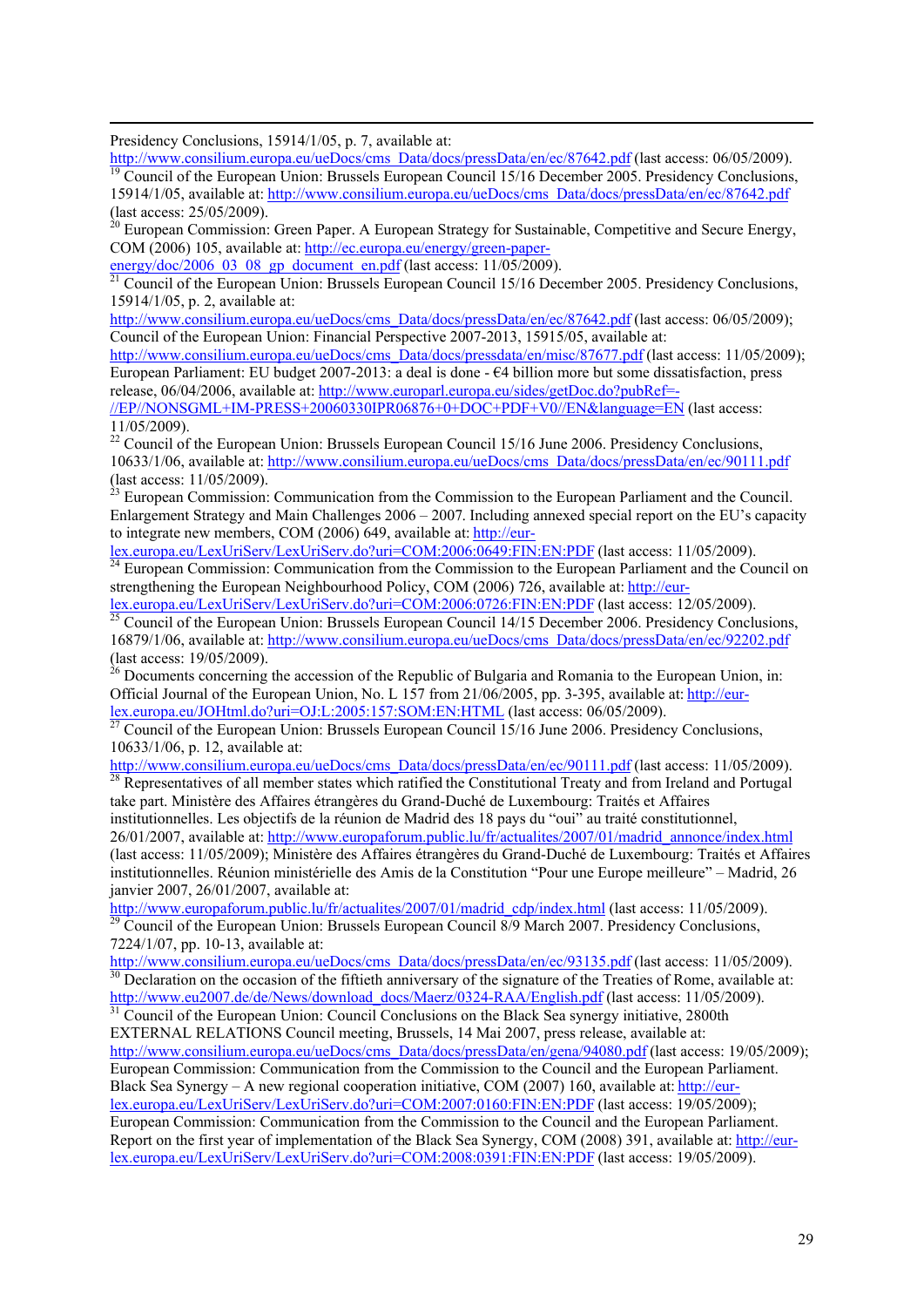Presidency Conclusions, 15914/1/05, p. 7, available at: http://www.consilium.europa.eu/ueDocs/cms_Data/docs/pressData/en/ec/87642.pdf (last access: 06/05/2009).

[19] Council of the European Union: Brussels European Council 15/16 December 2005. Presidency Conclusions, 15914/1/05, available at: http://www.consilium.europa.eu/ueDocs/cms_Data/docs/pressData/en/ec/87642.pdf (last access: 25/05/2009).

[20] European Commission: Green Paper. A European Strategy for Sustainable, Competitive and Secure Energy, COM (2006) 105, available at: http://ec.europa.eu/energy/green-paper-energy/doc/2006_03_08_gp_document_en.pdf (last access: 11/05/2009).

[21] Council of the European Union: Brussels European Council 15/16 December 2005. Presidency Conclusions, 15914/1/05, p. 2, available at: http://www.consilium.europa.eu/ueDocs/cms_Data/docs/pressData/en/ec/87642.pdf (last access: 06/05/2009); Council of the European Union: Financial Perspective 2007-2013, 15915/05, available at: http://www.consilium.europa.eu/ueDocs/cms_Data/docs/pressdata/en/misc/87677.pdf (last access: 11/05/2009); European Parliament: EU budget 2007-2013: a deal is done - €4 billion more but some dissatisfaction, press release, 06/04/2006, available at: http://www.europarl.europa.eu/sides/getDoc.do?pubRef=-//EP//NONSGML+IM-PRESS+20060330IPR06876+0+DOC+PDF+V0//EN&language=EN (last access: 11/05/2009).

[22] Council of the European Union: Brussels European Council 15/16 June 2006. Presidency Conclusions, 10633/1/06, available at: http://www.consilium.europa.eu/ueDocs/cms_Data/docs/pressData/en/ec/90111.pdf (last access: 11/05/2009).

[23] European Commission: Communication from the Commission to the European Parliament and the Council. Enlargement Strategy and Main Challenges 2006 – 2007. Including annexed special report on the EU's capacity to integrate new members, COM (2006) 649, available at: http://eur-lex.europa.eu/LexUriServ/LexUriServ.do?uri=COM:2006:0649:FIN:EN:PDF (last access: 11/05/2009).

[24] European Commission: Communication from the Commission to the European Parliament and the Council on strengthening the European Neighbourhood Policy, COM (2006) 726, available at: http://eur-lex.europa.eu/LexUriServ/LexUriServ.do?uri=COM:2006:0726:FIN:EN:PDF (last access: 12/05/2009).

[25] Council of the European Union: Brussels European Council 14/15 December 2006. Presidency Conclusions, 16879/1/06, available at: http://www.consilium.europa.eu/ueDocs/cms_Data/docs/pressData/en/ec/92202.pdf (last access: 19/05/2009).

[26] Documents concerning the accession of the Republic of Bulgaria and Romania to the European Union, in: Official Journal of the European Union, No. L 157 from 21/06/2005, pp. 3-395, available at: http://eur-lex.europa.eu/JOHtml.do?uri=OJ:L:2005:157:SOM:EN:HTML (last access: 06/05/2009).

[27] Council of the European Union: Brussels European Council 15/16 June 2006. Presidency Conclusions, 10633/1/06, p. 12, available at: http://www.consilium.europa.eu/ueDocs/cms_Data/docs/pressData/en/ec/90111.pdf (last access: 11/05/2009).

[28] Representatives of all member states which ratified the Constitutional Treaty and from Ireland and Portugal take part. Ministère des Affaires étrangères du Grand-Duché de Luxembourg: Traités et Affaires institutionnelles. Les objectifs de la réunion de Madrid des 18 pays du "oui" au traité constitutionnel, 26/01/2007, available at: http://www.europaforum.public.lu/fr/actualites/2007/01/madrid_annonce/index.html (last access: 11/05/2009); Ministère des Affaires étrangères du Grand-Duché de Luxembourg: Traités et Affaires institutionnelles. Réunion ministérielle des Amis de la Constitution "Pour une Europe meilleure" – Madrid, 26 janvier 2007, 26/01/2007, available at: http://www.europaforum.public.lu/fr/actualites/2007/01/madrid_cdp/index.html (last access: 11/05/2009).

[29] Council of the European Union: Brussels European Council 8/9 March 2007. Presidency Conclusions, 7224/1/07, pp. 10-13, available at: http://www.consilium.europa.eu/ueDocs/cms_Data/docs/pressData/en/ec/93135.pdf (last access: 11/05/2009).

[30] Declaration on the occasion of the fiftieth anniversary of the signature of the Treaties of Rome, available at: http://www.eu2007.de/de/News/download_docs/Maerz/0324-RAA/English.pdf (last access: 11/05/2009).

[31] Council of the European Union: Council Conclusions on the Black Sea synergy initiative, 2800th EXTERNAL RELATIONS Council meeting, Brussels, 14 Mai 2007, press release, available at: http://www.consilium.europa.eu/ueDocs/cms_Data/docs/pressData/en/gena/94080.pdf (last access: 19/05/2009); European Commission: Communication from the Commission to the Council and the European Parliament. Black Sea Synergy – A new regional cooperation initiative, COM (2007) 160, available at: http://eur-lex.europa.eu/LexUriServ/LexUriServ.do?uri=COM:2007:0160:FIN:EN:PDF (last access: 19/05/2009); European Commission: Communication from the Commission to the Council and the European Parliament. Report on the first year of implementation of the Black Sea Synergy, COM (2008) 391, available at: http://eur-lex.europa.eu/LexUriServ/LexUriServ.do?uri=COM:2008:0391:FIN:EN:PDF (last access: 19/05/2009).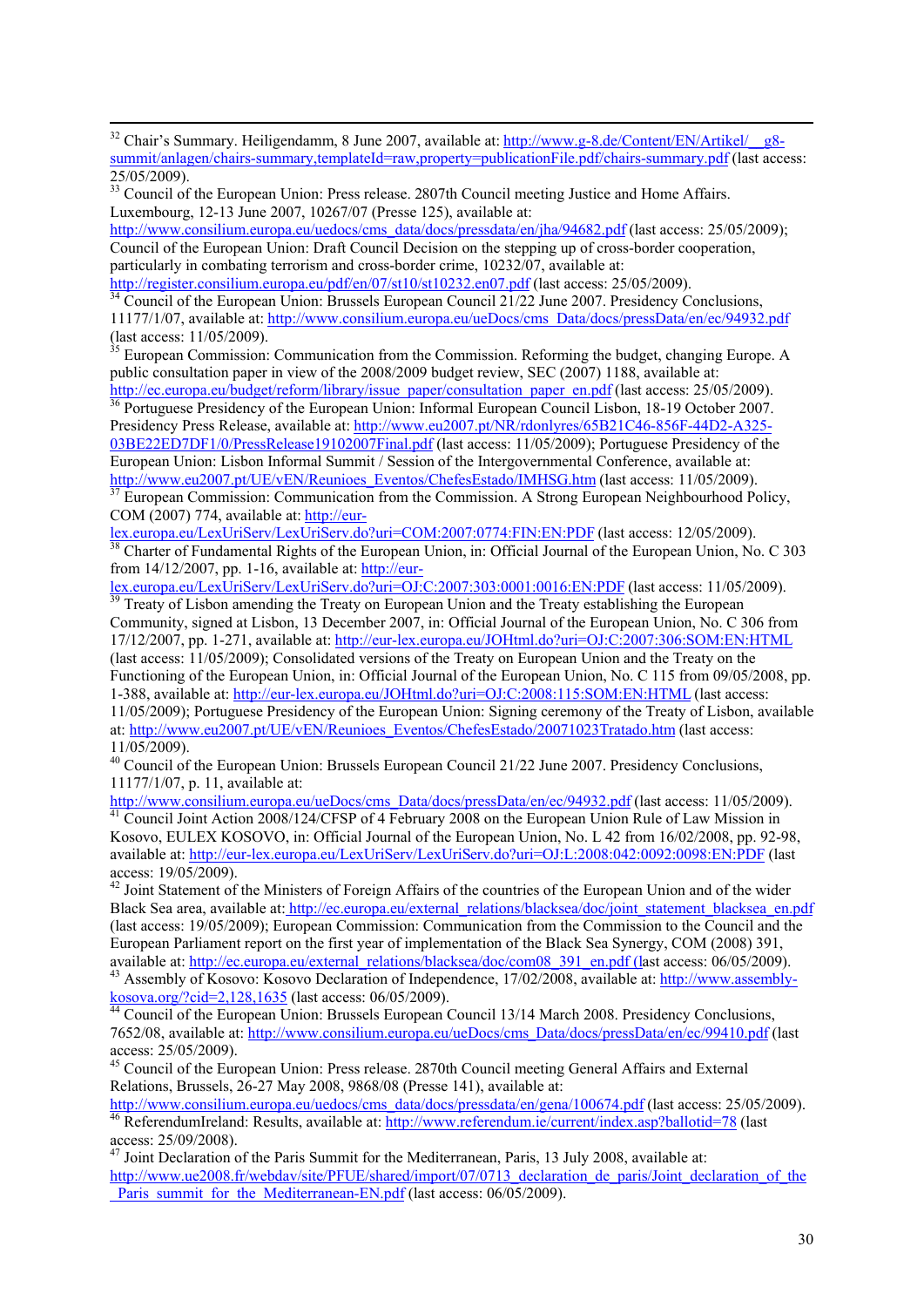[32] Chair's Summary. Heiligendamm, 8 June 2007, available at: http://www.g-8.de/Content/EN/Artikel/__g8-summit/anlagen/chairs-summary,templateId=raw,property=publicationFile.pdf/chairs-summary.pdf (last access: 25/05/2009).

[33] Council of the European Union: Press release. 2807th Council meeting Justice and Home Affairs. Luxembourg, 12-13 June 2007, 10267/07 (Presse 125), available at: http://www.consilium.europa.eu/uedocs/cms_data/docs/pressdata/en/jha/94682.pdf (last access: 25/05/2009); Council of the European Union: Draft Council Decision on the stepping up of cross-border cooperation, particularly in combating terrorism and cross-border crime, 10232/07, available at: http://register.consilium.europa.eu/pdf/en/07/st10/st10232.en07.pdf (last access: 25/05/2009).

[34] Council of the European Union: Brussels European Council 21/22 June 2007. Presidency Conclusions, 11177/1/07, available at: http://www.consilium.europa.eu/ueDocs/cms_Data/docs/pressData/en/ec/94932.pdf (last access: 11/05/2009).

[35] European Commission: Communication from the Commission. Reforming the budget, changing Europe. A public consultation paper in view of the 2008/2009 budget review, SEC (2007) 1188, available at: http://ec.europa.eu/budget/reform/library/issue_paper/consultation_paper_en.pdf (last access: 25/05/2009).

[36] Portuguese Presidency of the European Union: Informal European Council Lisbon, 18-19 October 2007. Presidency Press Release, available at: http://www.eu2007.pt/NR/rdonlyres/65B21C46-856F-44D2-A325-03BE22ED7DF1/0/PressRelease19102007Final.pdf (last access: 11/05/2009); Portuguese Presidency of the European Union: Lisbon Informal Summit / Session of the Intergovernmental Conference, available at: http://www.eu2007.pt/UE/vEN/Reunioes_Eventos/ChefesEstado/IMHSG.htm (last access: 11/05/2009).

[37] European Commission: Communication from the Commission. A Strong European Neighbourhood Policy, COM (2007) 774, available at: http://eur-lex.europa.eu/LexUriServ/LexUriServ.do?uri=COM:2007:0774:FIN:EN:PDF (last access: 12/05/2009).

[38] Charter of Fundamental Rights of the European Union, in: Official Journal of the European Union, No. C 303 from 14/12/2007, pp. 1-16, available at: http://eur-lex.europa.eu/LexUriServ/LexUriServ.do?uri=OJ:C:2007:303:0001:0016:EN:PDF (last access: 11/05/2009).

[39] Treaty of Lisbon amending the Treaty on European Union and the Treaty establishing the European Community, signed at Lisbon, 13 December 2007, in: Official Journal of the European Union, No. C 306 from 17/12/2007, pp. 1-271, available at: http://eur-lex.europa.eu/JOHtml.do?uri=OJ:C:2007:306:SOM:EN:HTML (last access: 11/05/2009); Consolidated versions of the Treaty on European Union and the Treaty on the Functioning of the European Union, in: Official Journal of the European Union, No. C 115 from 09/05/2008, pp. 1-388, available at: http://eur-lex.europa.eu/JOHtml.do?uri=OJ:C:2008:115:SOM:EN:HTML (last access: 11/05/2009); Portuguese Presidency of the European Union: Signing ceremony of the Treaty of Lisbon, available at: http://www.eu2007.pt/UE/vEN/Reunioes_Eventos/ChefesEstado/20071023Tratado.htm (last access: 11/05/2009).

[40] Council of the European Union: Brussels European Council 21/22 June 2007. Presidency Conclusions, 11177/1/07, p. 11, available at: http://www.consilium.europa.eu/ueDocs/cms_Data/docs/pressData/en/ec/94932.pdf (last access: 11/05/2009).

[41] Council Joint Action 2008/124/CFSP of 4 February 2008 on the European Union Rule of Law Mission in Kosovo, EULEX KOSOVO, in: Official Journal of the European Union, No. L 42 from 16/02/2008, pp. 92-98, available at: http://eur-lex.europa.eu/LexUriServ/LexUriServ.do?uri=OJ:L:2008:042:0092:0098:EN:PDF (last access: 19/05/2009).

[42] Joint Statement of the Ministers of Foreign Affairs of the countries of the European Union and of the wider Black Sea area, available at: http://ec.europa.eu/external_relations/blacksea/doc/joint_statement_blacksea_en.pdf (last access: 19/05/2009); European Commission: Communication from the Commission to the Council and the European Parliament report on the first year of implementation of the Black Sea Synergy, COM (2008) 391, available at: http://ec.europa.eu/external_relations/blacksea/doc/com08_391_en.pdf (last access: 06/05/2009).

[43] Assembly of Kosovo: Kosovo Declaration of Independence, 17/02/2008, available at: http://www.assembly-kosova.org/?cid=2,128,1635 (last access: 06/05/2009).

[44] Council of the European Union: Brussels European Council 13/14 March 2008. Presidency Conclusions, 7652/08, available at: http://www.consilium.europa.eu/ueDocs/cms_Data/docs/pressData/en/ec/99410.pdf (last access: 25/05/2009).

[45] Council of the European Union: Press release. 2870th Council meeting General Affairs and External Relations, Brussels, 26-27 May 2008, 9868/08 (Presse 141), available at: http://www.consilium.europa.eu/uedocs/cms_data/docs/pressdata/en/gena/100674.pdf (last access: 25/05/2009).

[46] ReferendumIreland: Results, available at: http://www.referendum.ie/current/index.asp?ballotid=78 (last access: 25/09/2008).

[47] Joint Declaration of the Paris Summit for the Mediterranean, Paris, 13 July 2008, available at: http://www.ue2008.fr/webdav/site/PFUE/shared/import/07/0713_declaration_de_paris/Joint_declaration_of_the_Paris_summit_for_the_Mediterranean-EN.pdf (last access: 06/05/2009).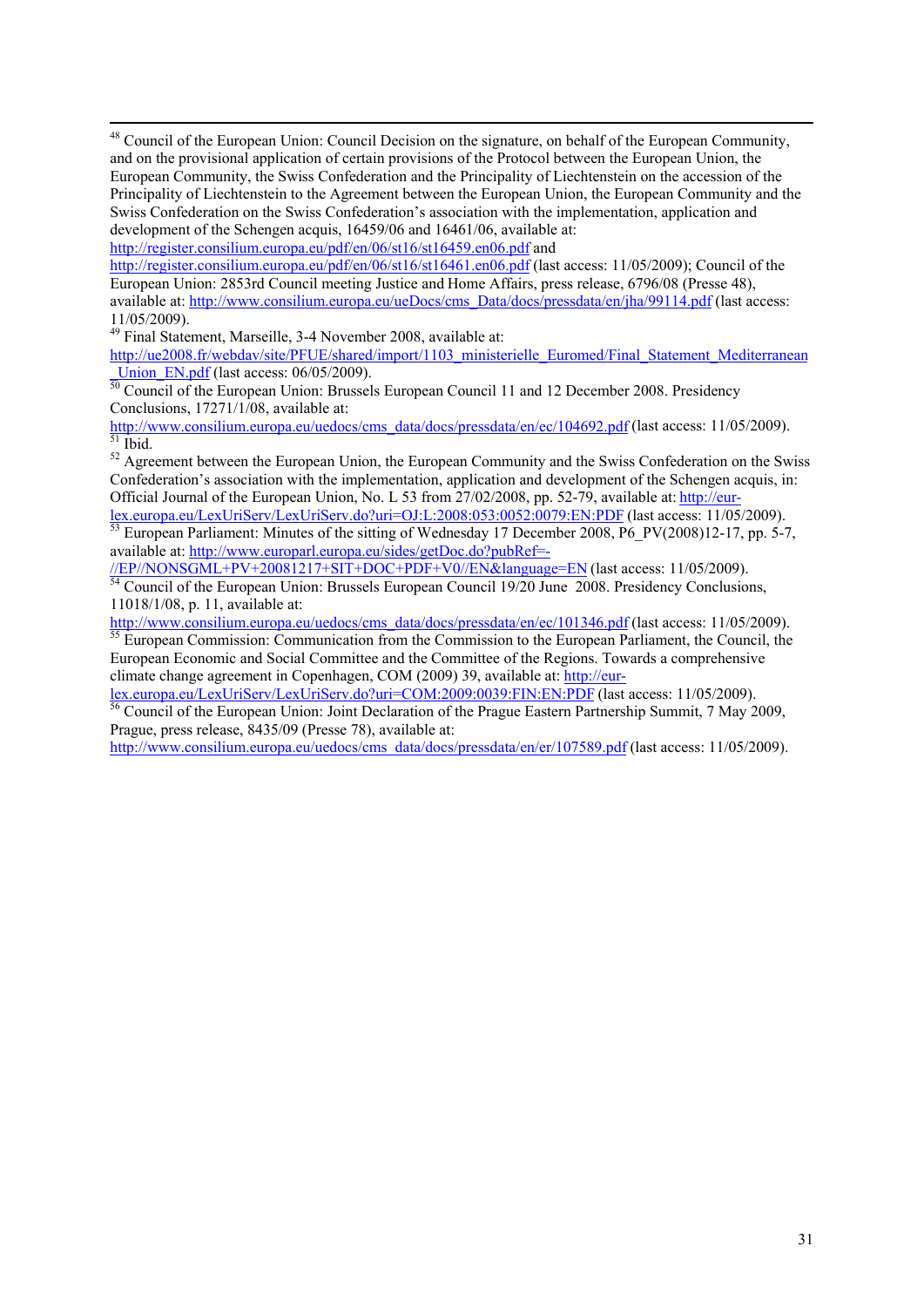[48] Council of the European Union: Council Decision on the signature, on behalf of the European Community, and on the provisional application of certain provisions of the Protocol between the European Union, the European Community, the Swiss Confederation and the Principality of Liechtenstein on the accession of the Principality of Liechtenstein to the Agreement between the European Union, the European Community and the Swiss Confederation on the Swiss Confederation's association with the implementation, application and development of the Schengen acquis, 16459/06 and 16461/06, available at: http://register.consilium.europa.eu/pdf/en/06/st16/st16459.en06.pdf and http://register.consilium.europa.eu/pdf/en/06/st16/st16461.en06.pdf (last access: 11/05/2009); Council of the European Union: 2853rd Council meeting Justice and Home Affairs, press release, 6796/08 (Presse 48), available at: http://www.consilium.europa.eu/ueDocs/cms_Data/docs/pressdata/en/jha/99114.pdf (last access: 11/05/2009).

[49] Final Statement, Marseille, 3-4 November 2008, available at: http://ue2008.fr/webdav/site/PFUE/shared/import/1103_ministerielle_Euromed/Final_Statement_Mediterranean_Union_EN.pdf (last access: 06/05/2009).

[50] Council of the European Union: Brussels European Council 11 and 12 December 2008. Presidency Conclusions, 17271/1/08, available at: http://www.consilium.europa.eu/uedocs/cms_data/docs/pressdata/en/ec/104692.pdf (last access: 11/05/2009).

[51] Ibid.

[52] Agreement between the European Union, the European Community and the Swiss Confederation on the Swiss Confederation's association with the implementation, application and development of the Schengen acquis, in: Official Journal of the European Union, No. L 53 from 27/02/2008, pp. 52-79, available at: http://eur-lex.europa.eu/LexUriServ/LexUriServ.do?uri=OJ:L:2008:053:0052:0079:EN:PDF (last access: 11/05/2009).

[53] European Parliament: Minutes of the sitting of Wednesday 17 December 2008, P6_PV(2008)12-17, pp. 5-7, available at: http://www.europarl.europa.eu/sides/getDoc.do?pubRef=-//EP//NONSGML+PV+20081217+SIT+DOC+PDF+V0//EN&language=EN (last access: 11/05/2009).

[54] Council of the European Union: Brussels European Council 19/20 June 2008. Presidency Conclusions, 11018/1/08, p. 11, available at: http://www.consilium.europa.eu/uedocs/cms_data/docs/pressdata/en/ec/101346.pdf (last access: 11/05/2009).

[55] European Commission: Communication from the Commission to the European Parliament, the Council, the European Economic and Social Committee and the Committee of the Regions. Towards a comprehensive climate change agreement in Copenhagen, COM (2009) 39, available at: http://eur-lex.europa.eu/LexUriServ/LexUriServ.do?uri=COM:2009:0039:FIN:EN:PDF (last access: 11/05/2009).

[56] Council of the European Union: Joint Declaration of the Prague Eastern Partnership Summit, 7 May 2009, Prague, press release, 8435/09 (Presse 78), available at: http://www.consilium.europa.eu/uedocs/cms_data/docs/pressdata/en/er/107589.pdf (last access: 11/05/2009).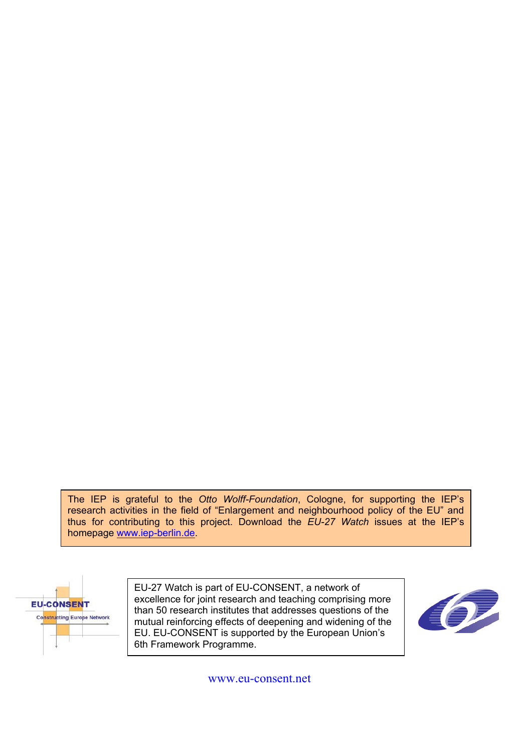The IEP is grateful to the *Otto Wolff-Foundation*, Cologne, for supporting the IEP's research activities in the field of "Enlargement and neighbourhood policy of the EU" and thus for contributing to this project. Download the *EU-27 Watch* issues at the IEP's homepage www.iep-berlin.de.

EU-27 Watch is part of EU-CONSENT, a network of excellence for joint research and teaching comprising more than 50 research institutes that addresses questions of the mutual reinforcing effects of deepening and widening of the EU. EU-CONSENT is supported by the European Union's 6th Framework Programme.

www.eu-consent.net